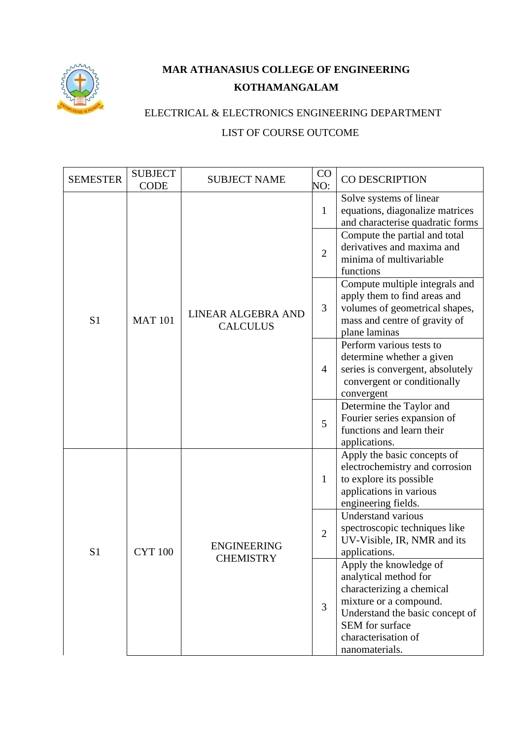# MAR ATHANASIUS COLLEGE OF ENGINEERING

# KOTHAMANGALAM

ELECTRICAL & ELECTRONICS ENGINEERING DEPARTMENT

LIST OF COURSE OUTCOME

| SEMESTER | SUBJECT CODE | SUBJECT NAME | CO NO: | CO DESCRIPTION |
|---|---|---|---|---|
| S1 | MAT 101 | LINEAR ALGEBRA AND CALCULUS | 1 | Solve systems of linear equations, diagonalize matrices and characterise quadratic forms |
| | | | 2 | Compute the partial and total derivatives and maxima and minima of multivariable functions |
| | | | 3 | Compute multiple integrals and apply them to find areas and volumes of geometrical shapes, mass and centre of gravity of plane laminas |
| | | | 4 | Perform various tests to determine whether a given series is convergent, absolutely convergent or conditionally convergent |
| | | | 5 | Determine the Taylor and Fourier series expansion of functions and learn their applications. |
| S1 | CYT 100 | ENGINEERING CHEMISTRY | 1 | Apply the basic concepts of electrochemistry and corrosion to explore its possible applications in various engineering fields. |
| | | | 2 | Understand various spectroscopic techniques like UV-Visible, IR, NMR and its applications. |
| | | | 3 | Apply the knowledge of analytical method for characterizing a chemical mixture or a compound. Understand the basic concept of SEM for surface characterisation of nanomaterials. |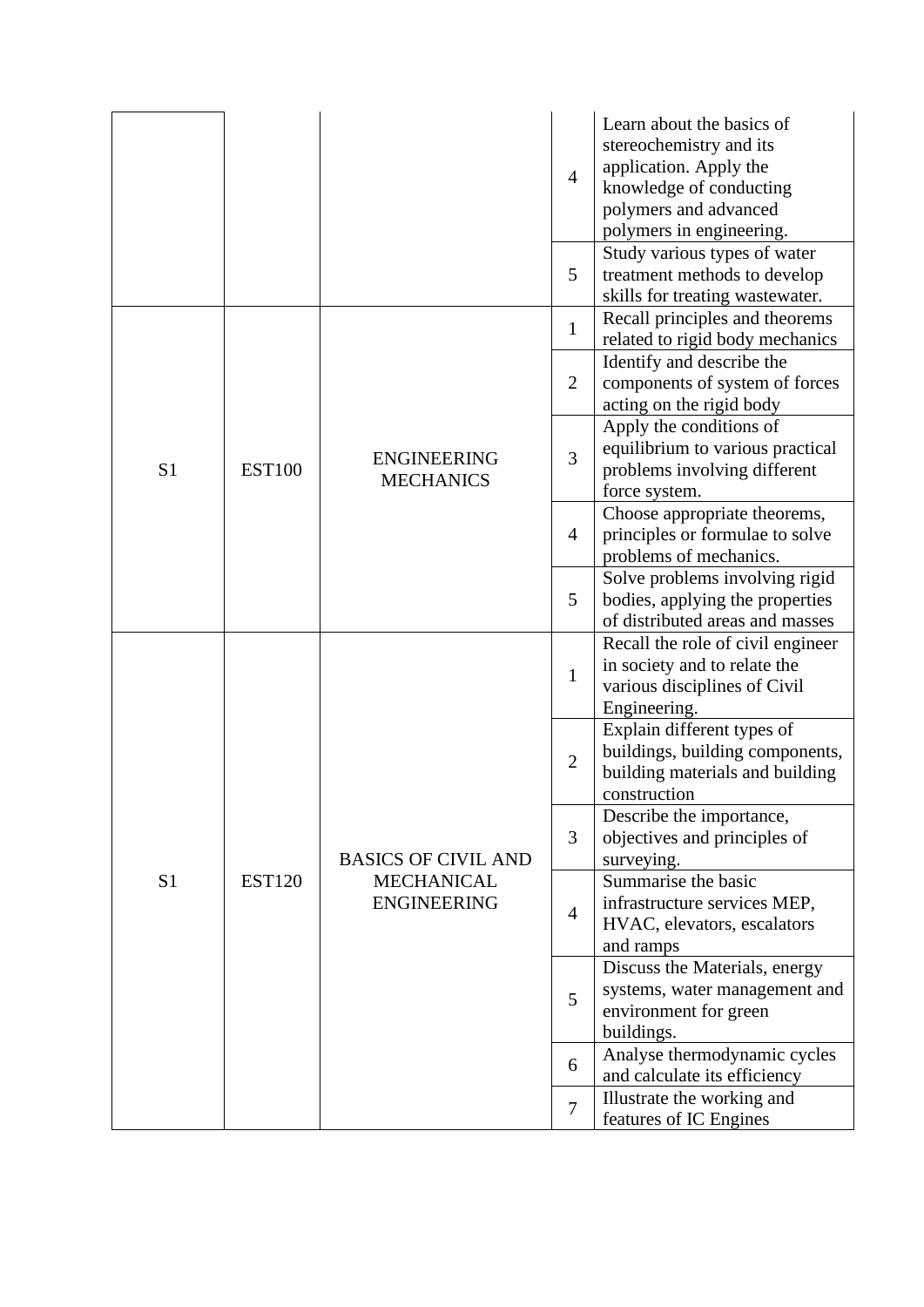| | | | | |
|---|---|---|---|---|
| | | | 4 | Learn about the basics of stereochemistry and its application. Apply the knowledge of conducting polymers and advanced polymers in engineering. |
| | | | 5 | Study various types of water treatment methods to develop skills for treating wastewater. |
| S1 | EST100 | ENGINEERING MECHANICS | 1 | Recall principles and theorems related to rigid body mechanics |
| | | | 2 | Identify and describe the components of system of forces acting on the rigid body |
| | | | 3 | Apply the conditions of equilibrium to various practical problems involving different force system. |
| | | | 4 | Choose appropriate theorems, principles or formulae to solve problems of mechanics. |
| | | | 5 | Solve problems involving rigid bodies, applying the properties of distributed areas and masses |
| S1 | EST120 | BASICS OF CIVIL AND MECHANICAL ENGINEERING | 1 | Recall the role of civil engineer in society and to relate the various disciplines of Civil Engineering. |
| | | | 2 | Explain different types of buildings, building components, building materials and building construction |
| | | | 3 | Describe the importance, objectives and principles of surveying. |
| | | | 4 | Summarise the basic infrastructure services MEP, HVAC, elevators, escalators and ramps |
| | | | 5 | Discuss the Materials, energy systems, water management and environment for green buildings. |
| | | | 6 | Analyse thermodynamic cycles and calculate its efficiency |
| | | | 7 | Illustrate the working and features of IC Engines |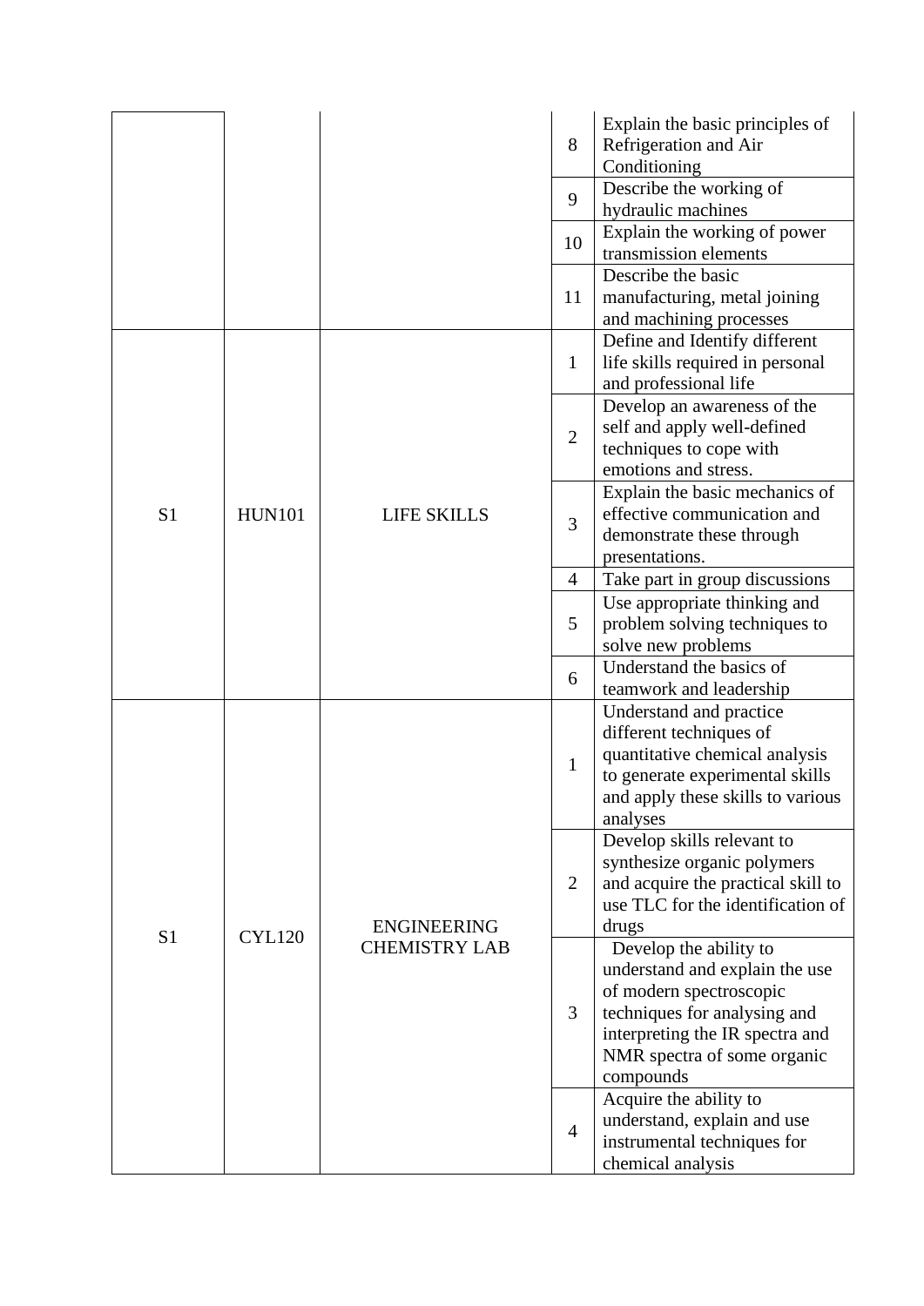| | | | | |
|---|---|---|---|---|
| | | | 8 | Explain the basic principles of Refrigeration and Air Conditioning |
| | | | 9 | Describe the working of hydraulic machines |
| | | | 10 | Explain the working of power transmission elements |
| | | | 11 | Describe the basic manufacturing, metal joining and machining processes |
| S1 | HUN101 | LIFE SKILLS | 1 | Define and Identify different life skills required in personal and professional life |
| | | | 2 | Develop an awareness of the self and apply well-defined techniques to cope with emotions and stress. |
| | | | 3 | Explain the basic mechanics of effective communication and demonstrate these through presentations. |
| | | | 4 | Take part in group discussions |
| | | | 5 | Use appropriate thinking and problem solving techniques to solve new problems |
| | | | 6 | Understand the basics of teamwork and leadership |
| S1 | CYL120 | ENGINEERING CHEMISTRY LAB | 1 | Understand and practice different techniques of quantitative chemical analysis to generate experimental skills and apply these skills to various analyses |
| | | | 2 | Develop skills relevant to synthesize organic polymers and acquire the practical skill to use TLC for the identification of drugs |
| | | | 3 | Develop the ability to understand and explain the use of modern spectroscopic techniques for analysing and interpreting the IR spectra and NMR spectra of some organic compounds |
| | | | 4 | Acquire the ability to understand, explain and use instrumental techniques for chemical analysis |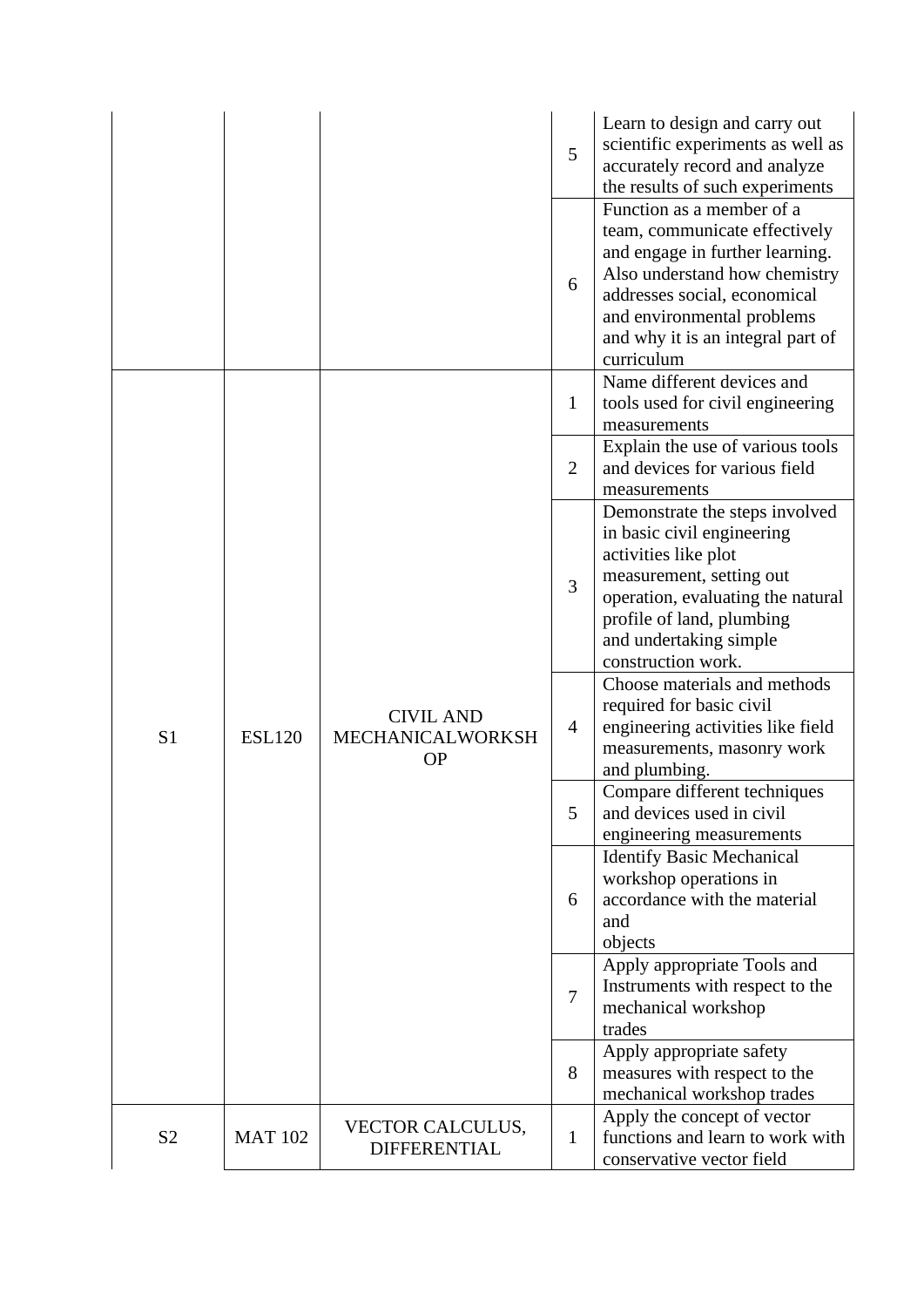| | | | | |
|---|---|---|---|---|
| | | | 5 | Learn to design and carry out scientific experiments as well as accurately record and analyze the results of such experiments |
| | | | 6 | Function as a member of a team, communicate effectively and engage in further learning. Also understand how chemistry addresses social, economical and environmental problems and why it is an integral part of curriculum |
| S1 | ESL120 | CIVIL AND MECHANICALWORKSHOP | 1 | Name different devices and tools used for civil engineering measurements |
| | | | 2 | Explain the use of various tools and devices for various field measurements |
| | | | 3 | Demonstrate the steps involved in basic civil engineering activities like plot measurement, setting out operation, evaluating the natural profile of land, plumbing and undertaking simple construction work. |
| | | | 4 | Choose materials and methods required for basic civil engineering activities like field measurements, masonry work and plumbing. |
| | | | 5 | Compare different techniques and devices used in civil engineering measurements |
| | | | 6 | Identify Basic Mechanical workshop operations in accordance with the material and objects |
| | | | 7 | Apply appropriate Tools and Instruments with respect to the mechanical workshop trades |
| | | | 8 | Apply appropriate safety measures with respect to the mechanical workshop trades |
| S2 | MAT 102 | VECTOR CALCULUS, DIFFERENTIAL | 1 | Apply the concept of vector functions and learn to work with conservative vector field |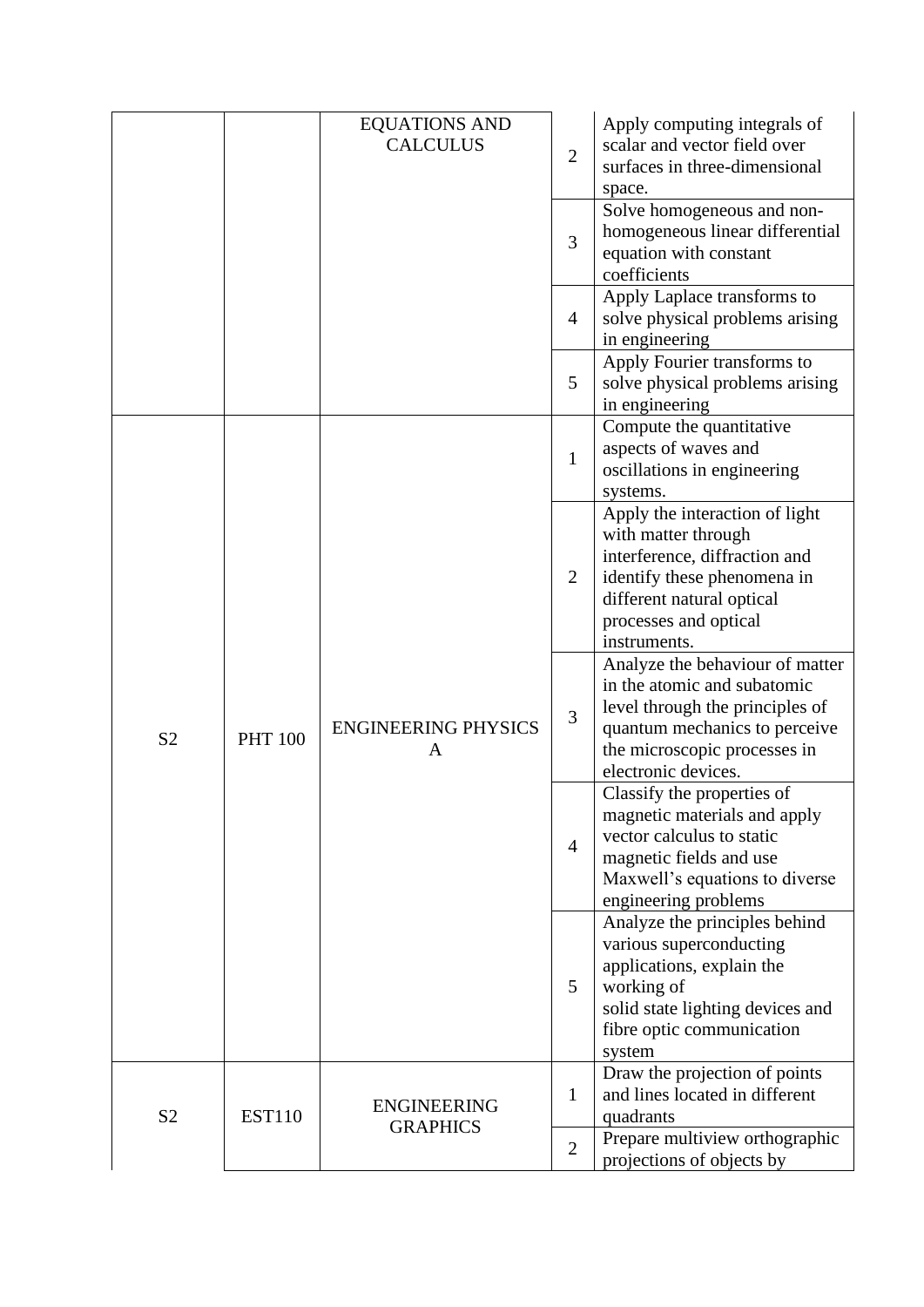| | | | | |
|---|---|---|---|---|
| | | EQUATIONS AND CALCULUS | 2 | Apply computing integrals of scalar and vector field over surfaces in three-dimensional space. |
| | | | 3 | Solve homogeneous and non-homogeneous linear differential equation with constant coefficients |
| | | | 4 | Apply Laplace transforms to solve physical problems arising in engineering |
| | | | 5 | Apply Fourier transforms to solve physical problems arising in engineering |
| S2 | PHT 100 | ENGINEERING PHYSICS A | 1 | Compute the quantitative aspects of waves and oscillations in engineering systems. |
| | | | 2 | Apply the interaction of light with matter through interference, diffraction and identify these phenomena in different natural optical processes and optical instruments. |
| | | | 3 | Analyze the behaviour of matter in the atomic and subatomic level through the principles of quantum mechanics to perceive the microscopic processes in electronic devices. |
| | | | 4 | Classify the properties of magnetic materials and apply vector calculus to static magnetic fields and use Maxwell's equations to diverse engineering problems |
| | | | 5 | Analyze the principles behind various superconducting applications, explain the working of solid state lighting devices and fibre optic communication system |
| S2 | EST110 | ENGINEERING GRAPHICS | 1 | Draw the projection of points and lines located in different quadrants |
| | | | 2 | Prepare multiview orthographic projections of objects by |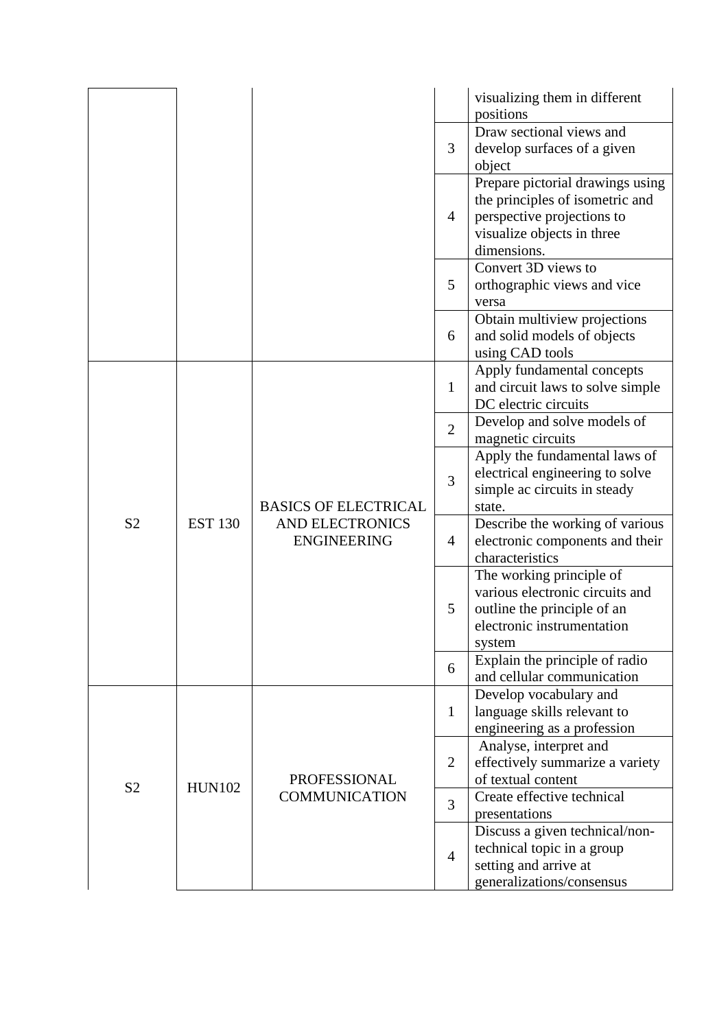| | | | | visualizing them in different positions |
|---|---|---|---|---|
| | | | 3 | Draw sectional views and develop surfaces of a given object |
| | | | 4 | Prepare pictorial drawings using the principles of isometric and perspective projections to visualize objects in three dimensions. |
| | | | 5 | Convert 3D views to orthographic views and vice versa |
| | | | 6 | Obtain multiview projections and solid models of objects using CAD tools |
| S2 | EST 130 | BASICS OF ELECTRICAL AND ELECTRONICS ENGINEERING | 1 | Apply fundamental concepts and circuit laws to solve simple DC electric circuits |
| | | | 2 | Develop and solve models of magnetic circuits |
| | | | 3 | Apply the fundamental laws of electrical engineering to solve simple ac circuits in steady state. |
| | | | 4 | Describe the working of various electronic components and their characteristics |
| | | | 5 | The working principle of various electronic circuits and outline the principle of an electronic instrumentation system |
| | | | 6 | Explain the principle of radio and cellular communication |
| S2 | HUN102 | PROFESSIONAL COMMUNICATION | 1 | Develop vocabulary and language skills relevant to engineering as a profession |
| | | | 2 | Analyse, interpret and effectively summarize a variety of textual content |
| | | | 3 | Create effective technical presentations |
| | | | 4 | Discuss a given technical/non-technical topic in a group setting and arrive at generalizations/consensus |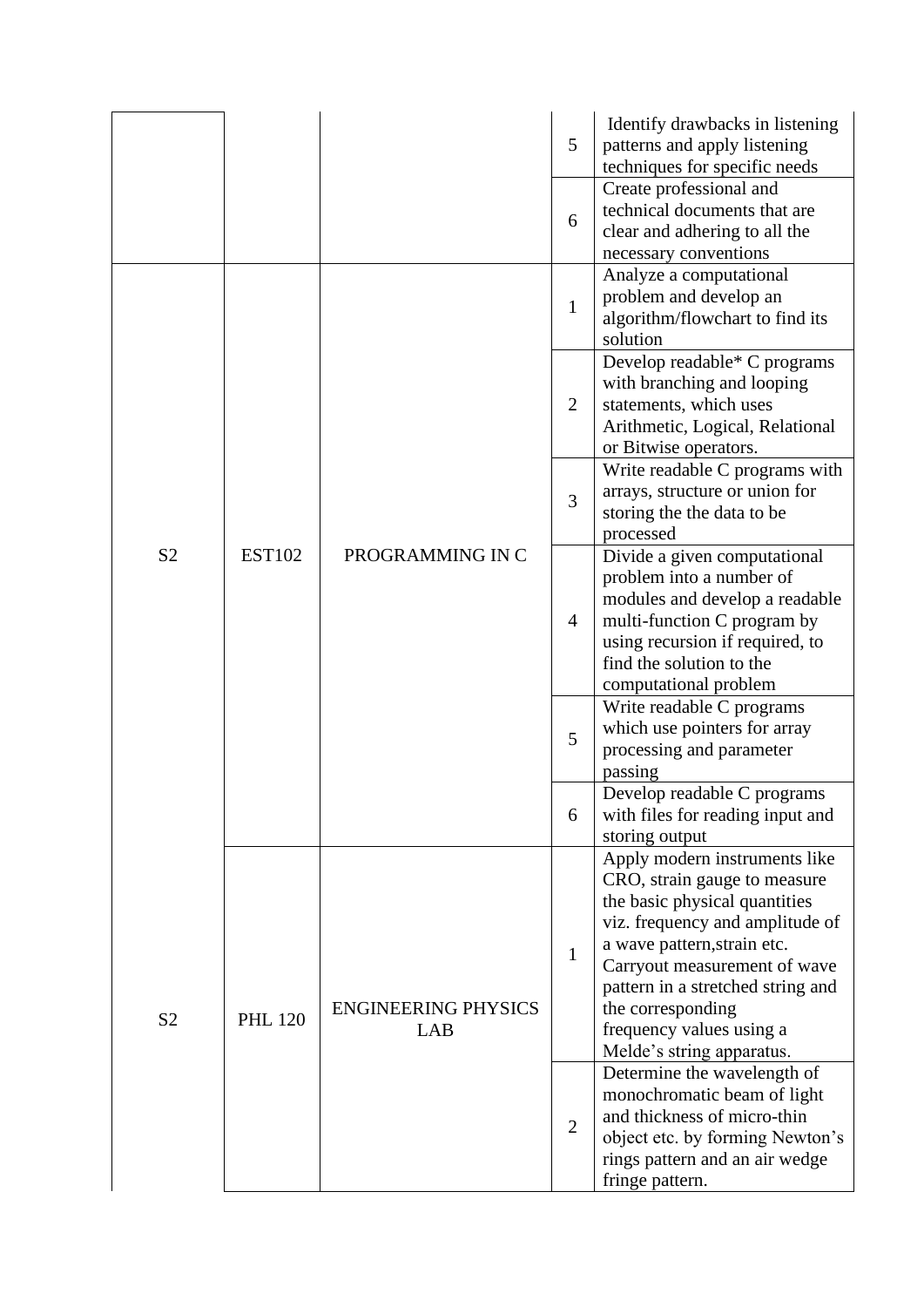| | | | | |
|---|---|---|---|---|
| | | | 5 | Identify drawbacks in listening patterns and apply listening techniques for specific needs |
| | | | 6 | Create professional and technical documents that are clear and adhering to all the necessary conventions |
| S2 | EST102 | PROGRAMMING IN C | 1 | Analyze a computational problem and develop an algorithm/flowchart to find its solution |
| | | | 2 | Develop readable* C programs with branching and looping statements, which uses Arithmetic, Logical, Relational or Bitwise operators. |
| | | | 3 | Write readable C programs with arrays, structure or union for storing the the data to be processed |
| | | | 4 | Divide a given computational problem into a number of modules and develop a readable multi-function C program by using recursion if required, to find the solution to the computational problem |
| | | | 5 | Write readable C programs which use pointers for array processing and parameter passing |
| | | | 6 | Develop readable C programs with files for reading input and storing output |
| S2 | PHL 120 | ENGINEERING PHYSICS LAB | 1 | Apply modern instruments like CRO, strain gauge to measure the basic physical quantities viz. frequency and amplitude of a wave pattern,strain etc. Carryout measurement of wave pattern in a stretched string and the corresponding frequency values using a Melde's string apparatus. |
| | | | 2 | Determine the wavelength of monochromatic beam of light and thickness of micro-thin object etc. by forming Newton's rings pattern and an air wedge fringe pattern. |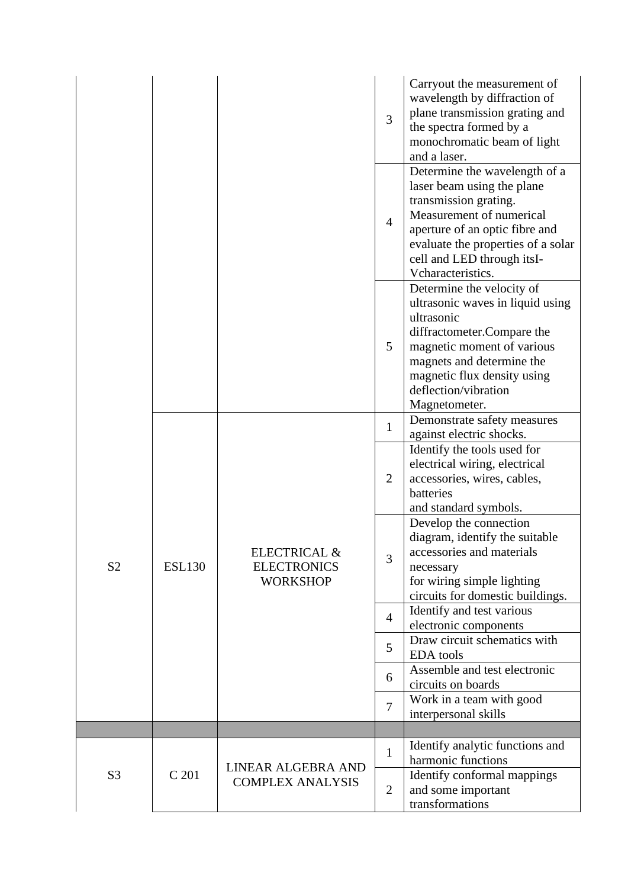| | | | | |
|---|---|---|---|---|
| | | | 3 | Carryout the measurement of wavelength by diffraction of plane transmission grating and the spectra formed by a monochromatic beam of light and a laser. |
| | | | 4 | Determine the wavelength of a laser beam using the plane transmission grating. Measurement of numerical aperture of an optic fibre and evaluate the properties of a solar cell and LED through itsI-Vcharacteristics. |
| | | | 5 | Determine the velocity of ultrasonic waves in liquid using ultrasonic diffractometer.Compare the magnetic moment of various magnets and determine the magnetic flux density using deflection/vibration Magnetometer. |
| S2 | ESL130 | ELECTRICAL & ELECTRONICS WORKSHOP | 1 | Demonstrate safety measures against electric shocks. |
| | | | 2 | Identify the tools used for electrical wiring, electrical accessories, wires, cables, batteries and standard symbols. |
| | | | 3 | Develop the connection diagram, identify the suitable accessories and materials necessary for wiring simple lighting circuits for domestic buildings. |
| | | | 4 | Identify and test various electronic components |
| | | | 5 | Draw circuit schematics with EDA tools |
| | | | 6 | Assemble and test electronic circuits on boards |
| | | | 7 | Work in a team with good interpersonal skills |
| | | | | |
| S3 | C 201 | LINEAR ALGEBRA AND COMPLEX ANALYSIS | 1 | Identify analytic functions and harmonic functions |
| | | | 2 | Identify conformal mappings and some important transformations |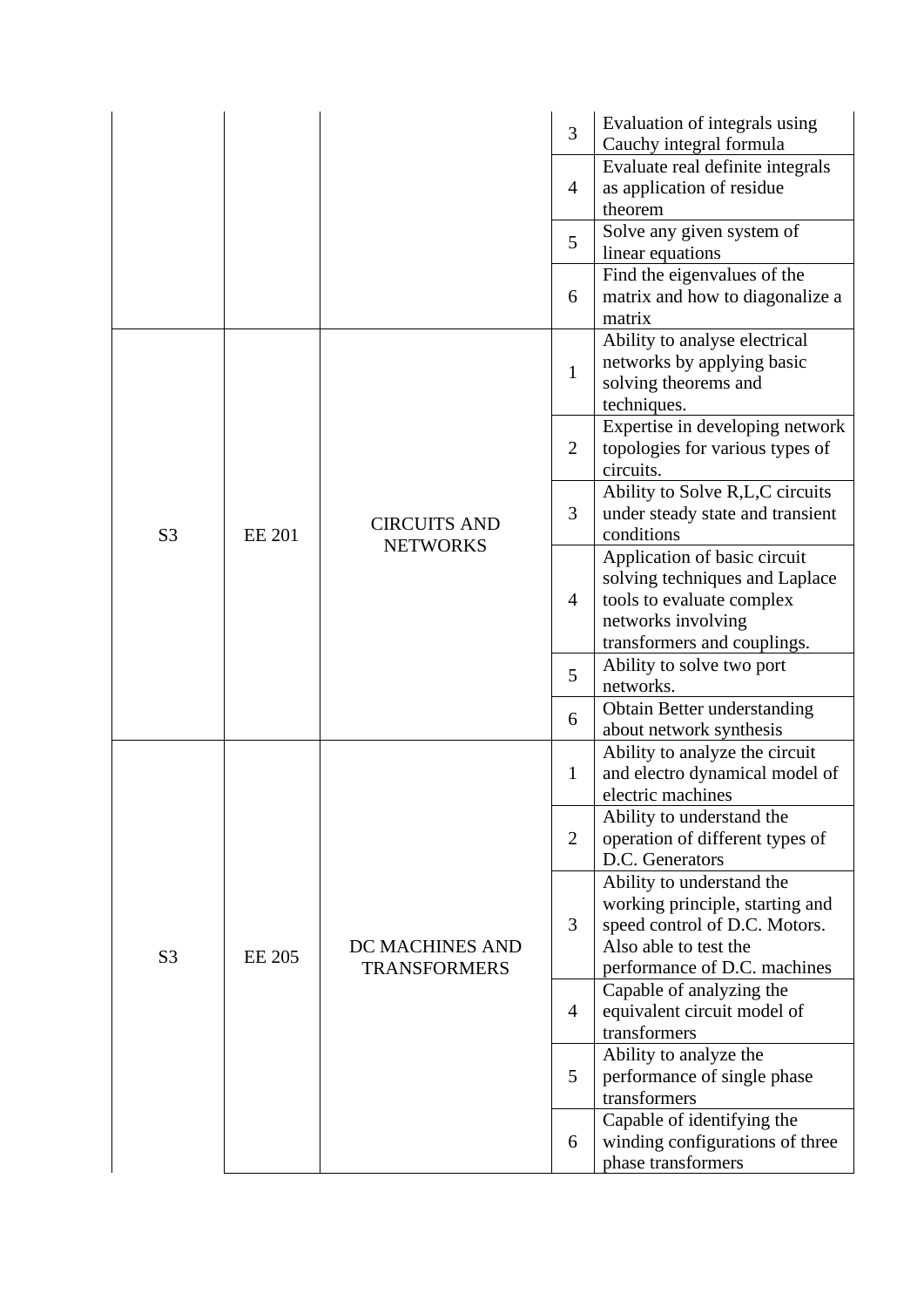| | | | | |
|---|---|---|---|---|
| | | | 3 | Evaluation of integrals using Cauchy integral formula |
| | | | 4 | Evaluate real definite integrals as application of residue theorem |
| | | | 5 | Solve any given system of linear equations |
| | | | 6 | Find the eigenvalues of the matrix and how to diagonalize a matrix |
| S3 | EE 201 | CIRCUITS AND NETWORKS | 1 | Ability to analyse electrical networks by applying basic solving theorems and techniques. |
| | | | 2 | Expertise in developing network topologies for various types of circuits. |
| | | | 3 | Ability to Solve R,L,C circuits under steady state and transient conditions |
| | | | 4 | Application of basic circuit solving techniques and Laplace tools to evaluate complex networks involving transformers and couplings. |
| | | | 5 | Ability to solve two port networks. |
| | | | 6 | Obtain Better understanding about network synthesis |
| S3 | EE 205 | DC MACHINES AND TRANSFORMERS | 1 | Ability to analyze the circuit and electro dynamical model of electric machines |
| | | | 2 | Ability to understand the operation of different types of D.C. Generators |
| | | | 3 | Ability to understand the working principle, starting and speed control of D.C. Motors. Also able to test the performance of D.C. machines |
| | | | 4 | Capable of analyzing the equivalent circuit model of transformers |
| | | | 5 | Ability to analyze the performance of single phase transformers |
| | | | 6 | Capable of identifying the winding configurations of three phase transformers |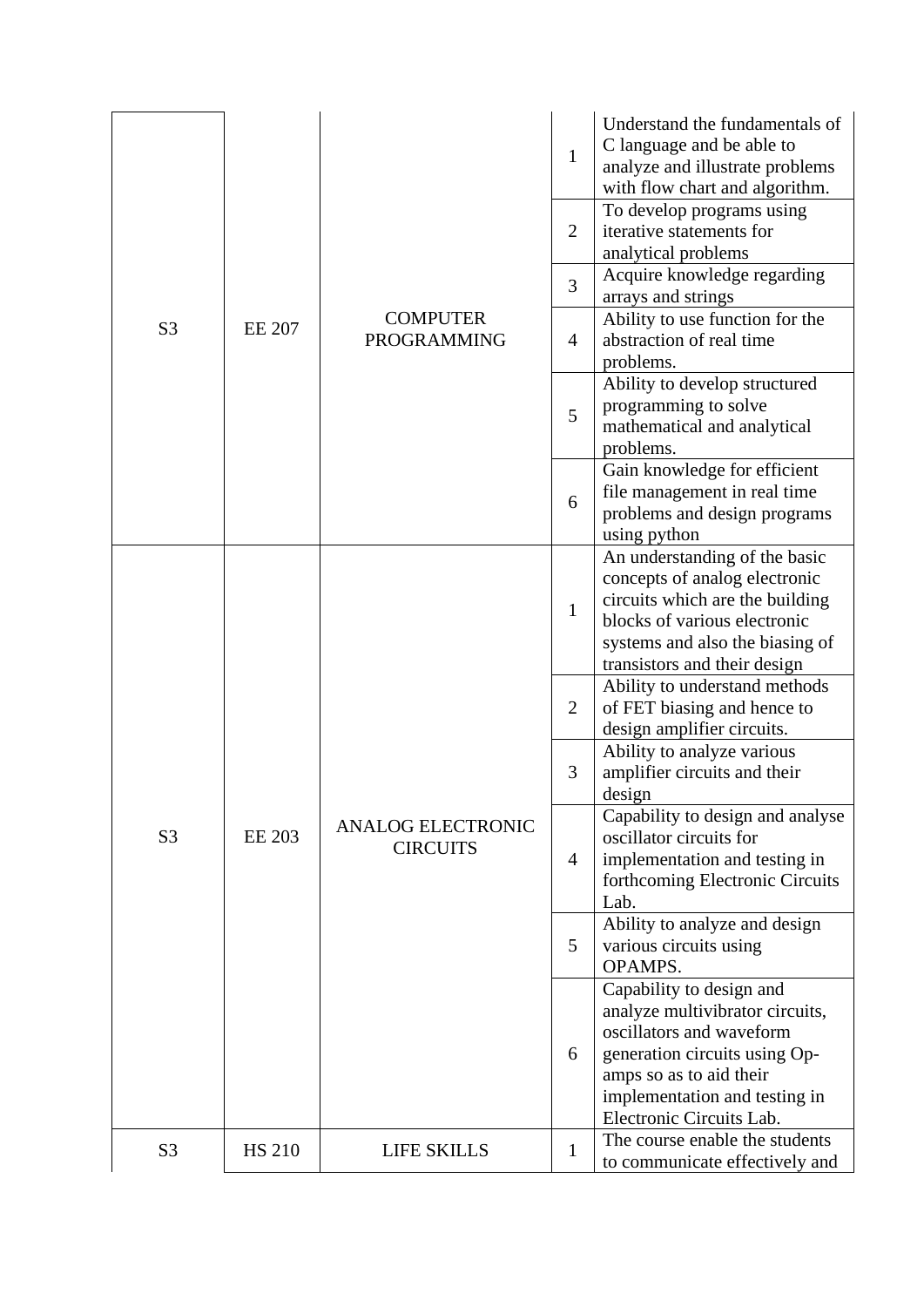| | | | | |
|---|---|---|---|---|
| S3 | EE 207 | COMPUTER PROGRAMMING | 1 | Understand the fundamentals of C language and be able to analyze and illustrate problems with flow chart and algorithm. |
| | | | 2 | To develop programs using iterative statements for analytical problems |
| | | | 3 | Acquire knowledge regarding arrays and strings |
| | | | 4 | Ability to use function for the abstraction of real time problems. |
| | | | 5 | Ability to develop structured programming to solve mathematical and analytical problems. |
| | | | 6 | Gain knowledge for efficient file management in real time problems and design programs using python |
| S3 | EE 203 | ANALOG ELECTRONIC CIRCUITS | 1 | An understanding of the basic concepts of analog electronic circuits which are the building blocks of various electronic systems and also the biasing of transistors and their design |
| | | | 2 | Ability to understand methods of FET biasing and hence to design amplifier circuits. |
| | | | 3 | Ability to analyze various amplifier circuits and their design |
| | | | 4 | Capability to design and analyse oscillator circuits for implementation and testing in forthcoming Electronic Circuits Lab. |
| | | | 5 | Ability to analyze and design various circuits using OPAMPS. |
| | | | 6 | Capability to design and analyze multivibrator circuits, oscillators and waveform generation circuits using Op-amps so as to aid their implementation and testing in Electronic Circuits Lab. |
| S3 | HS 210 | LIFE SKILLS | 1 | The course enable the students to communicate effectively and |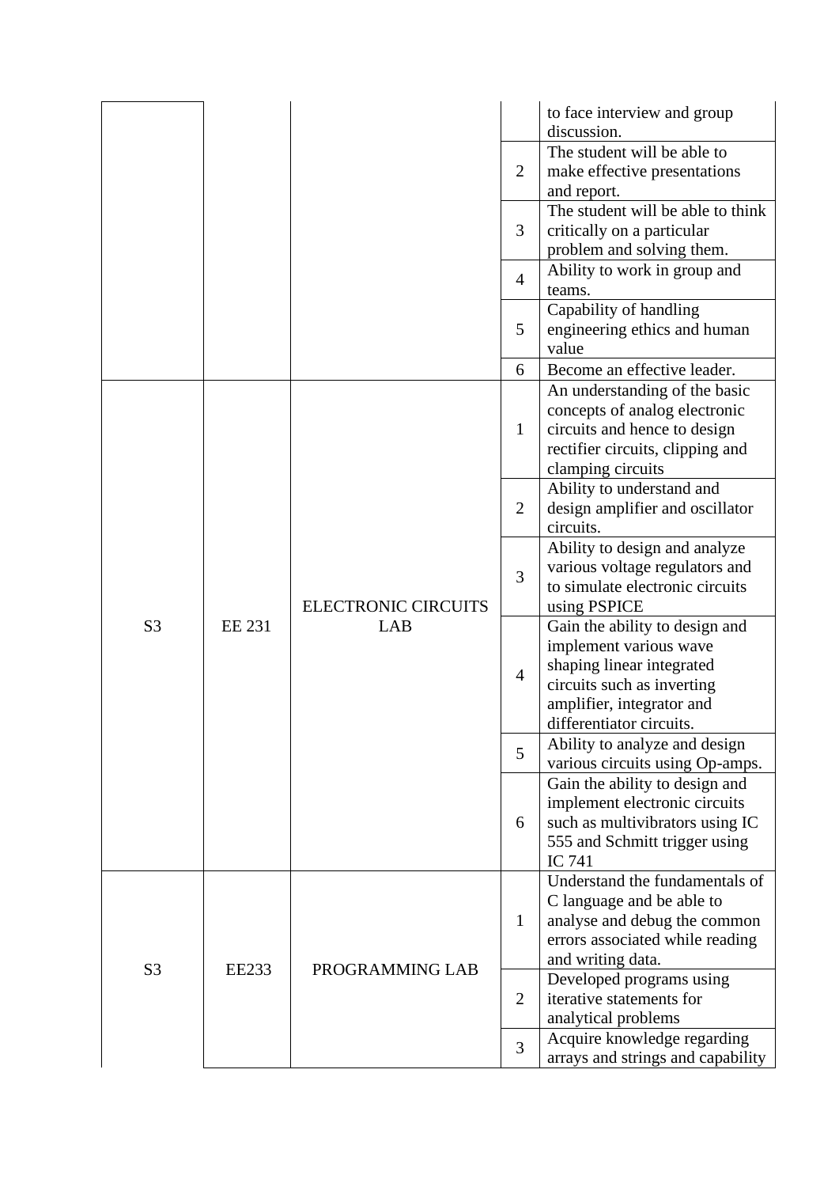| | | | | |
|---|---|---|---|---|
| | | | | to face interview and group discussion. |
| | | | 2 | The student will be able to make effective presentations and report. |
| | | | 3 | The student will be able to think critically on a particular problem and solving them. |
| | | | 4 | Ability to work in group and teams. |
| | | | 5 | Capability of handling engineering ethics and human value |
| | | | 6 | Become an effective leader. |
| S3 | EE 231 | ELECTRONIC CIRCUITS LAB | 1 | An understanding of the basic concepts of analog electronic circuits and hence to design rectifier circuits, clipping and clamping circuits |
| | | | 2 | Ability to understand and design amplifier and oscillator circuits. |
| | | | 3 | Ability to design and analyze various voltage regulators and to simulate electronic circuits using PSPICE |
| | | | 4 | Gain the ability to design and implement various wave shaping linear integrated circuits such as inverting amplifier, integrator and differentiator circuits. |
| | | | 5 | Ability to analyze and design various circuits using Op-amps. |
| | | | 6 | Gain the ability to design and implement electronic circuits such as multivibrators using IC 555 and Schmitt trigger using IC 741 |
| S3 | EE233 | PROGRAMMING LAB | 1 | Understand the fundamentals of C language and be able to analyse and debug the common errors associated while reading and writing data. |
| | | | 2 | Developed programs using iterative statements for analytical problems |
| | | | 3 | Acquire knowledge regarding arrays and strings and capability |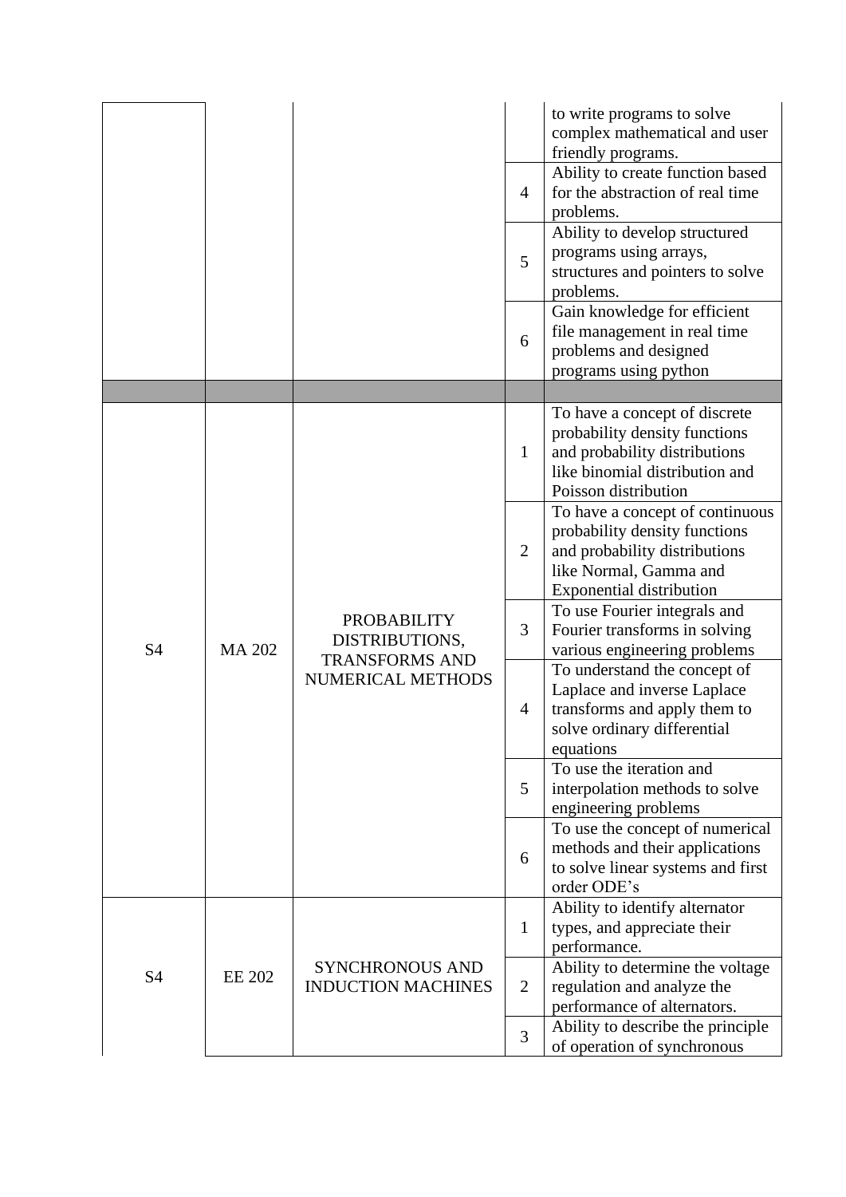| | | | | |
|---|---|---|---|---|
| | | | | to write programs to solve complex mathematical and user friendly programs. |
| | | | 4 | Ability to create function based for the abstraction of real time problems. |
| | | | 5 | Ability to develop structured programs using arrays, structures and pointers to solve problems. |
| | | | 6 | Gain knowledge for efficient file management in real time problems and designed programs using python |
| | | | | |
| S4 | MA 202 | PROBABILITY DISTRIBUTIONS, TRANSFORMS AND NUMERICAL METHODS | 1 | To have a concept of discrete probability density functions and probability distributions like binomial distribution and Poisson distribution |
| | | | 2 | To have a concept of continuous probability density functions and probability distributions like Normal, Gamma and Exponential distribution |
| | | | 3 | To use Fourier integrals and Fourier transforms in solving various engineering problems |
| | | | 4 | To understand the concept of Laplace and inverse Laplace transforms and apply them to solve ordinary differential equations |
| | | | 5 | To use the iteration and interpolation methods to solve engineering problems |
| | | | 6 | To use the concept of numerical methods and their applications to solve linear systems and first order ODE's |
| S4 | EE 202 | SYNCHRONOUS AND INDUCTION MACHINES | 1 | Ability to identify alternator types, and appreciate their performance. |
| | | | 2 | Ability to determine the voltage regulation and analyze the performance of alternators. |
| | | | 3 | Ability to describe the principle of operation of synchronous |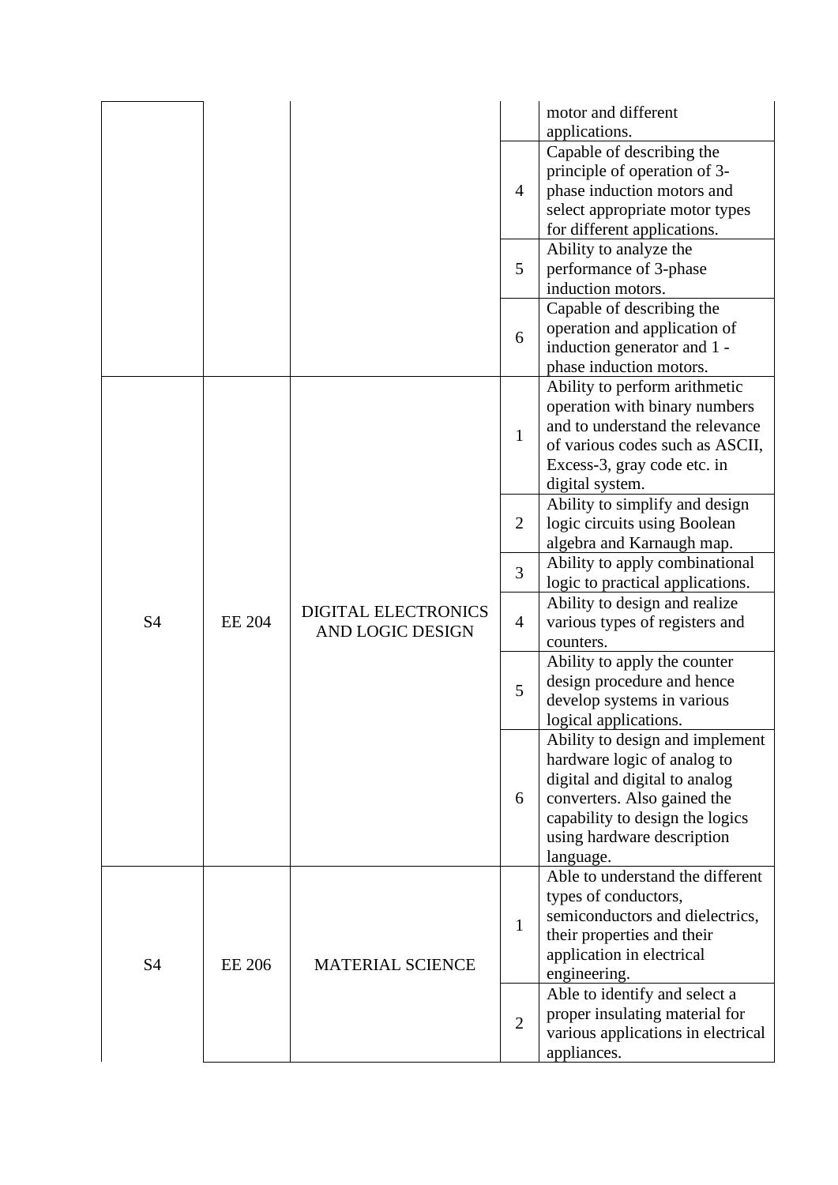| | | | | |
|---|---|---|---|---|
| | | | | motor and different applications. |
| | | | 4 | Capable of describing the principle of operation of 3-phase induction motors and select appropriate motor types for different applications. |
| | | | 5 | Ability to analyze the performance of 3-phase induction motors. |
| | | | 6 | Capable of describing the operation and application of induction generator and 1 - phase induction motors. |
| S4 | EE 204 | DIGITAL ELECTRONICS AND LOGIC DESIGN | 1 | Ability to perform arithmetic operation with binary numbers and to understand the relevance of various codes such as ASCII, Excess-3, gray code etc. in digital system. |
| | | | 2 | Ability to simplify and design logic circuits using Boolean algebra and Karnaugh map. |
| | | | 3 | Ability to apply combinational logic to practical applications. |
| | | | 4 | Ability to design and realize various types of registers and counters. |
| | | | 5 | Ability to apply the counter design procedure and hence develop systems in various logical applications. |
| | | | 6 | Ability to design and implement hardware logic of analog to digital and digital to analog converters. Also gained the capability to design the logics using hardware description language. |
| S4 | EE 206 | MATERIAL SCIENCE | 1 | Able to understand the different types of conductors, semiconductors and dielectrics, their properties and their application in electrical engineering. |
| | | | 2 | Able to identify and select a proper insulating material for various applications in electrical appliances. |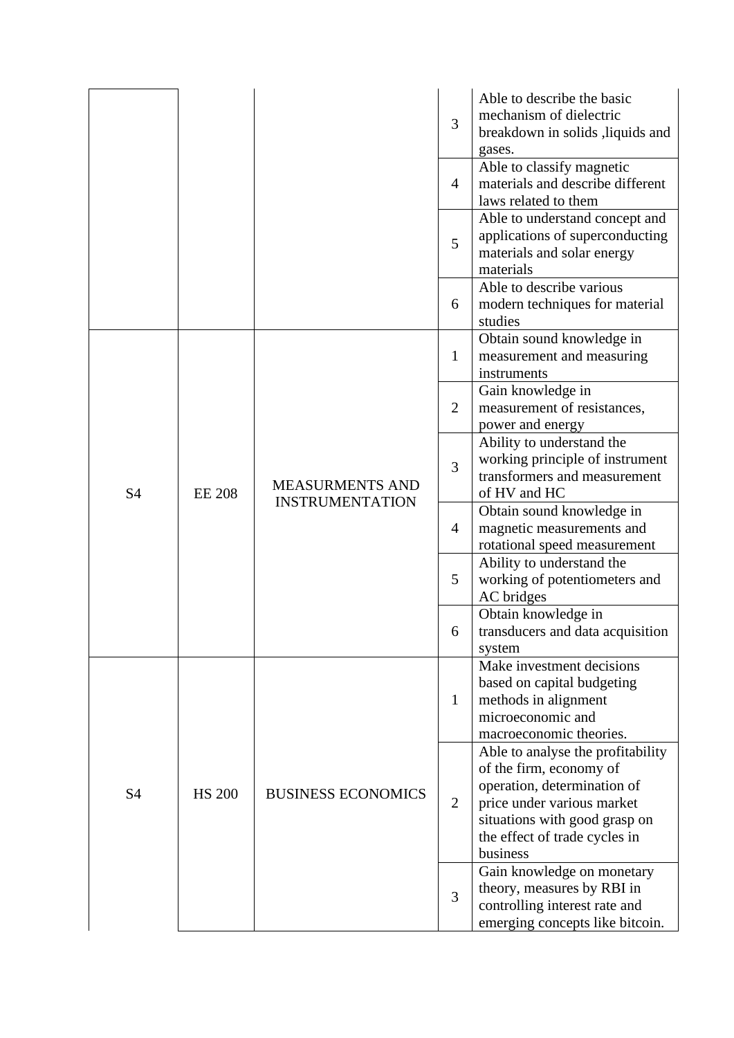| | | | | |
|---|---|---|---|---|
| | | | 3 | Able to describe the basic mechanism of dielectric breakdown in solids ,liquids and gases. |
| | | | 4 | Able to classify magnetic materials and describe different laws related to them |
| | | | 5 | Able to understand concept and applications of superconducting materials and solar energy materials |
| | | | 6 | Able to describe various modern techniques for material studies |
| S4 | EE 208 | MEASURMENTS AND INSTRUMENTATION | 1 | Obtain sound knowledge in measurement and measuring instruments |
| | | | 2 | Gain knowledge in measurement of resistances, power and energy |
| | | | 3 | Ability to understand the working principle of instrument transformers and measurement of HV and HC |
| | | | 4 | Obtain sound knowledge in magnetic measurements and rotational speed measurement |
| | | | 5 | Ability to understand the working of potentiometers and AC bridges |
| | | | 6 | Obtain knowledge in transducers and data acquisition system |
| S4 | HS 200 | BUSINESS ECONOMICS | 1 | Make investment decisions based on capital budgeting methods in alignment microeconomic and macroeconomic theories. |
| | | | 2 | Able to analyse the profitability of the firm, economy of operation, determination of price under various market situations with good grasp on the effect of trade cycles in business |
| | | | 3 | Gain knowledge on monetary theory, measures by RBI in controlling interest rate and emerging concepts like bitcoin. |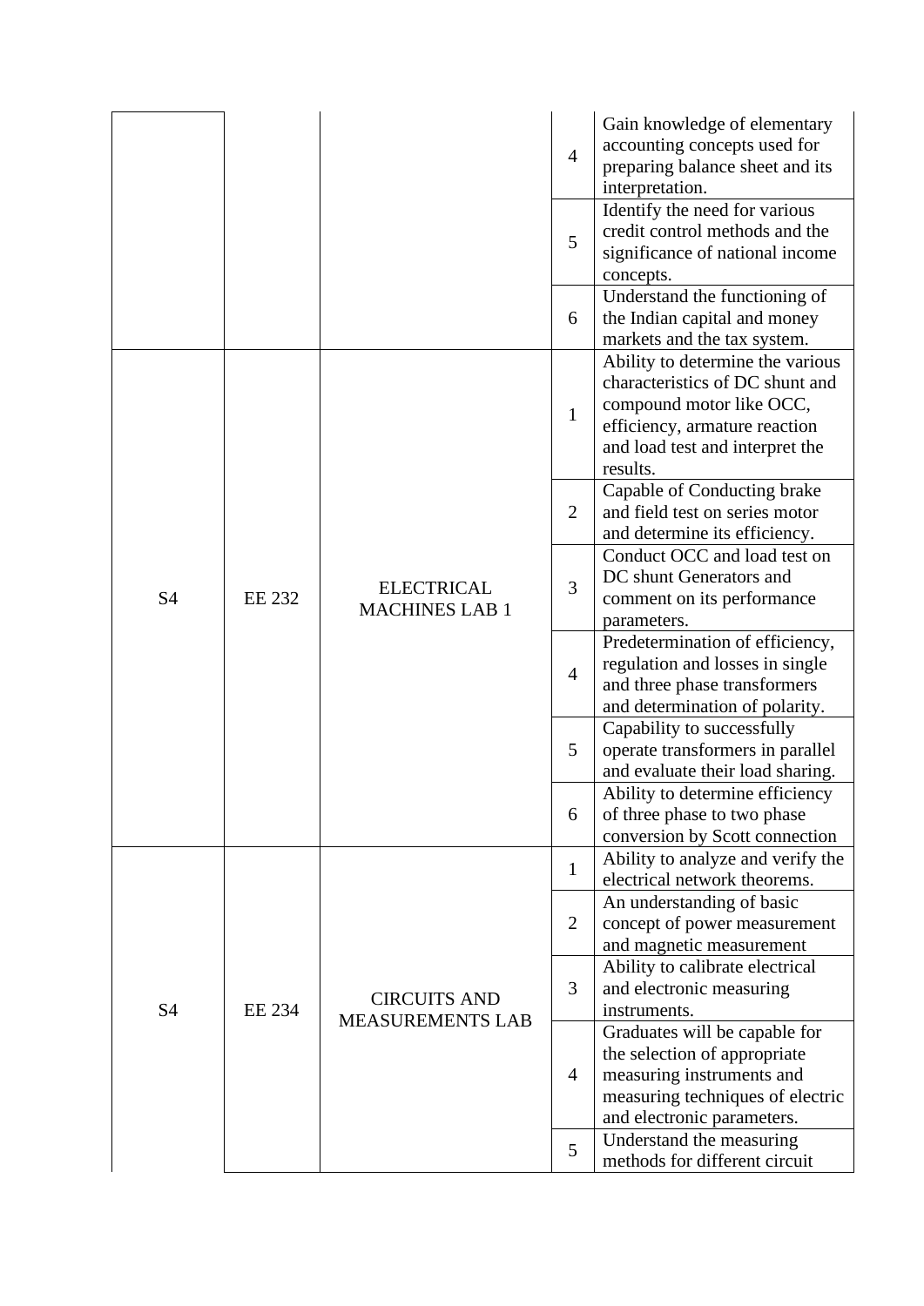| | | | | |
|---|---|---|---|---|
| | | | 4 | Gain knowledge of elementary accounting concepts used for preparing balance sheet and its interpretation. |
| | | | 5 | Identify the need for various credit control methods and the significance of national income concepts. |
| | | | 6 | Understand the functioning of the Indian capital and money markets and the tax system. |
| S4 | EE 232 | ELECTRICAL MACHINES LAB 1 | 1 | Ability to determine the various characteristics of DC shunt and compound motor like OCC, efficiency, armature reaction and load test and interpret the results. |
| | | | 2 | Capable of Conducting brake and field test on series motor and determine its efficiency. |
| | | | 3 | Conduct OCC and load test on DC shunt Generators and comment on its performance parameters. |
| | | | 4 | Predetermination of efficiency, regulation and losses in single and three phase transformers and determination of polarity. |
| | | | 5 | Capability to successfully operate transformers in parallel and evaluate their load sharing. |
| | | | 6 | Ability to determine efficiency of three phase to two phase conversion by Scott connection |
| S4 | EE 234 | CIRCUITS AND MEASUREMENTS LAB | 1 | Ability to analyze and verify the electrical network theorems. |
| | | | 2 | An understanding of basic concept of power measurement and magnetic measurement |
| | | | 3 | Ability to calibrate electrical and electronic measuring instruments. |
| | | | 4 | Graduates will be capable for the selection of appropriate measuring instruments and measuring techniques of electric and electronic parameters. |
| | | | 5 | Understand the measuring methods for different circuit |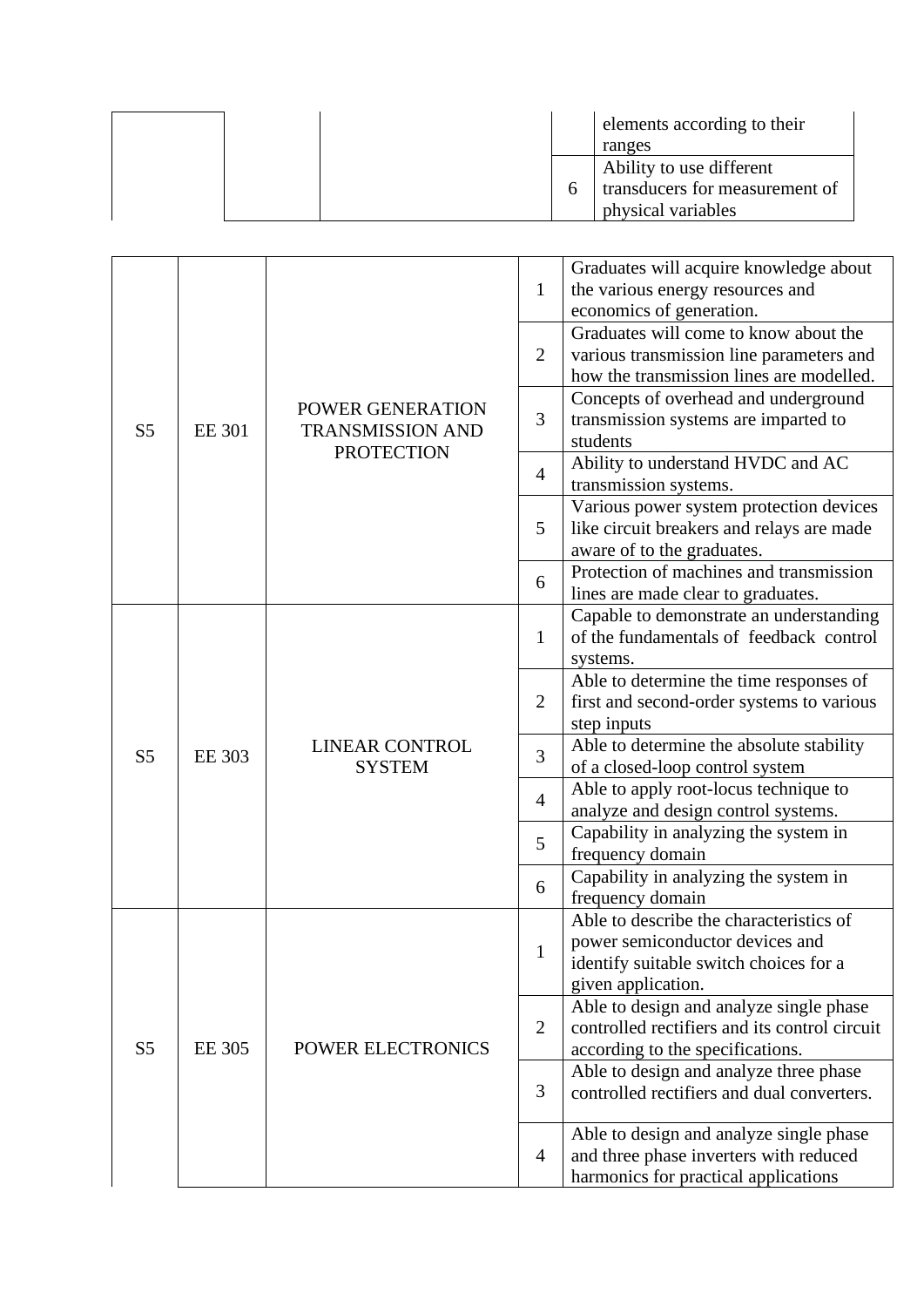| | | | | elements according to their ranges |
|---|---|---|---|---|
| | | | 6 | Ability to use different transducers for measurement of physical variables |

| | | | | |
|---|---|---|---|---|
| S5 | EE 301 | POWER GENERATION TRANSMISSION AND PROTECTION | 1 | Graduates will acquire knowledge about the various energy resources and economics of generation. |
| | | | 2 | Graduates will come to know about the various transmission line parameters and how the transmission lines are modelled. |
| | | | 3 | Concepts of overhead and underground transmission systems are imparted to students |
| | | | 4 | Ability to understand HVDC and AC transmission systems. |
| | | | 5 | Various power system protection devices like circuit breakers and relays are made aware of to the graduates. |
| | | | 6 | Protection of machines and transmission lines are made clear to graduates. |
| S5 | EE 303 | LINEAR CONTROL SYSTEM | 1 | Capable to demonstrate an understanding of the fundamentals of feedback control systems. |
| | | | 2 | Able to determine the time responses of first and second-order systems to various step inputs |
| | | | 3 | Able to determine the absolute stability of a closed-loop control system |
| | | | 4 | Able to apply root-locus technique to analyze and design control systems. |
| | | | 5 | Capability in analyzing the system in frequency domain |
| | | | 6 | Capability in analyzing the system in frequency domain |
| S5 | EE 305 | POWER ELECTRONICS | 1 | Able to describe the characteristics of power semiconductor devices and identify suitable switch choices for a given application. |
| | | | 2 | Able to design and analyze single phase controlled rectifiers and its control circuit according to the specifications. |
| | | | 3 | Able to design and analyze three phase controlled rectifiers and dual converters. |
| | | | 4 | Able to design and analyze single phase and three phase inverters with reduced harmonics for practical applications |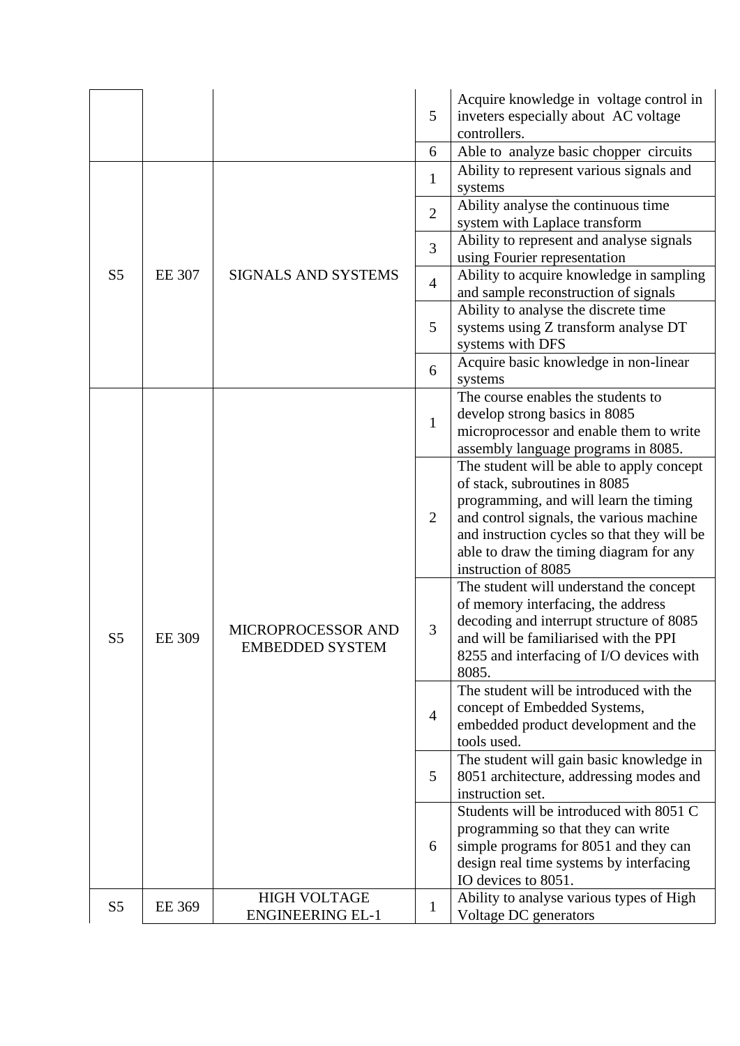| | | | | |
|---|---|---|---|---|
| | | | 5 | Acquire knowledge in voltage control in inveters especially about AC voltage controllers. |
| | | | 6 | Able to analyze basic chopper circuits |
| S5 | EE 307 | SIGNALS AND SYSTEMS | 1 | Ability to represent various signals and systems |
| | | | 2 | Ability analyse the continuous time system with Laplace transform |
| | | | 3 | Ability to represent and analyse signals using Fourier representation |
| | | | 4 | Ability to acquire knowledge in sampling and sample reconstruction of signals |
| | | | 5 | Ability to analyse the discrete time systems using Z transform analyse DT systems with DFS |
| | | | 6 | Acquire basic knowledge in non-linear systems |
| S5 | EE 309 | MICROPROCESSOR AND EMBEDDED SYSTEM | 1 | The course enables the students to develop strong basics in 8085 microprocessor and enable them to write assembly language programs in 8085. |
| | | | 2 | The student will be able to apply concept of stack, subroutines in 8085 programming, and will learn the timing and control signals, the various machine and instruction cycles so that they will be able to draw the timing diagram for any instruction of 8085 |
| | | | 3 | The student will understand the concept of memory interfacing, the address decoding and interrupt structure of 8085 and will be familiarised with the PPI 8255 and interfacing of I/O devices with 8085. |
| | | | 4 | The student will be introduced with the concept of Embedded Systems, embedded product development and the tools used. |
| | | | 5 | The student will gain basic knowledge in 8051 architecture, addressing modes and instruction set. |
| | | | 6 | Students will be introduced with 8051 C programming so that they can write simple programs for 8051 and they can design real time systems by interfacing IO devices to 8051. |
| S5 | EE 369 | HIGH VOLTAGE ENGINEERING EL-1 | 1 | Ability to analyse various types of High Voltage DC generators |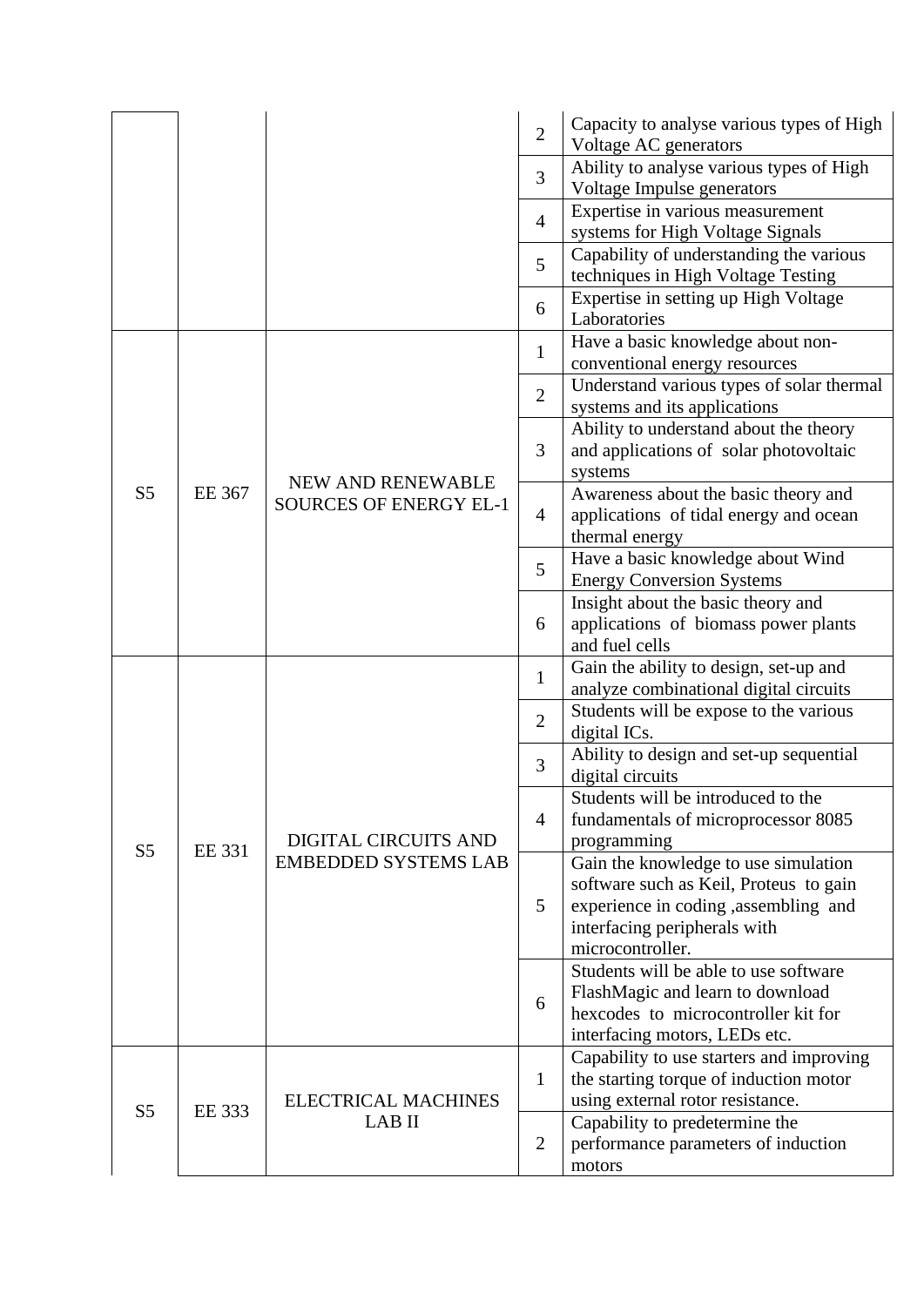| | | | | |
|---|---|---|---|---|
| | | | 2 | Capacity to analyse various types of High Voltage AC generators |
| | | | 3 | Ability to analyse various types of High Voltage Impulse generators |
| | | | 4 | Expertise in various measurement systems for High Voltage Signals |
| | | | 5 | Capability of understanding the various techniques in High Voltage Testing |
| | | | 6 | Expertise in setting up High Voltage Laboratories |
| S5 | EE 367 | NEW AND RENEWABLE SOURCES OF ENERGY EL-1 | 1 | Have a basic knowledge about non-conventional energy resources |
| | | | 2 | Understand various types of solar thermal systems and its applications |
| | | | 3 | Ability to understand about the theory and applications of solar photovoltaic systems |
| | | | 4 | Awareness about the basic theory and applications of tidal energy and ocean thermal energy |
| | | | 5 | Have a basic knowledge about Wind Energy Conversion Systems |
| | | | 6 | Insight about the basic theory and applications of biomass power plants and fuel cells |
| S5 | EE 331 | DIGITAL CIRCUITS AND EMBEDDED SYSTEMS LAB | 1 | Gain the ability to design, set-up and analyze combinational digital circuits |
| | | | 2 | Students will be expose to the various digital ICs. |
| | | | 3 | Ability to design and set-up sequential digital circuits |
| | | | 4 | Students will be introduced to the fundamentals of microprocessor 8085 programming |
| | | | 5 | Gain the knowledge to use simulation software such as Keil, Proteus to gain experience in coding ,assembling and interfacing peripherals with microcontroller. |
| | | | 6 | Students will be able to use software FlashMagic and learn to download hexcodes to microcontroller kit for interfacing motors, LEDs etc. |
| S5 | EE 333 | ELECTRICAL MACHINES LAB II | 1 | Capability to use starters and improving the starting torque of induction motor using external rotor resistance. |
| | | | 2 | Capability to predetermine the performance parameters of induction motors |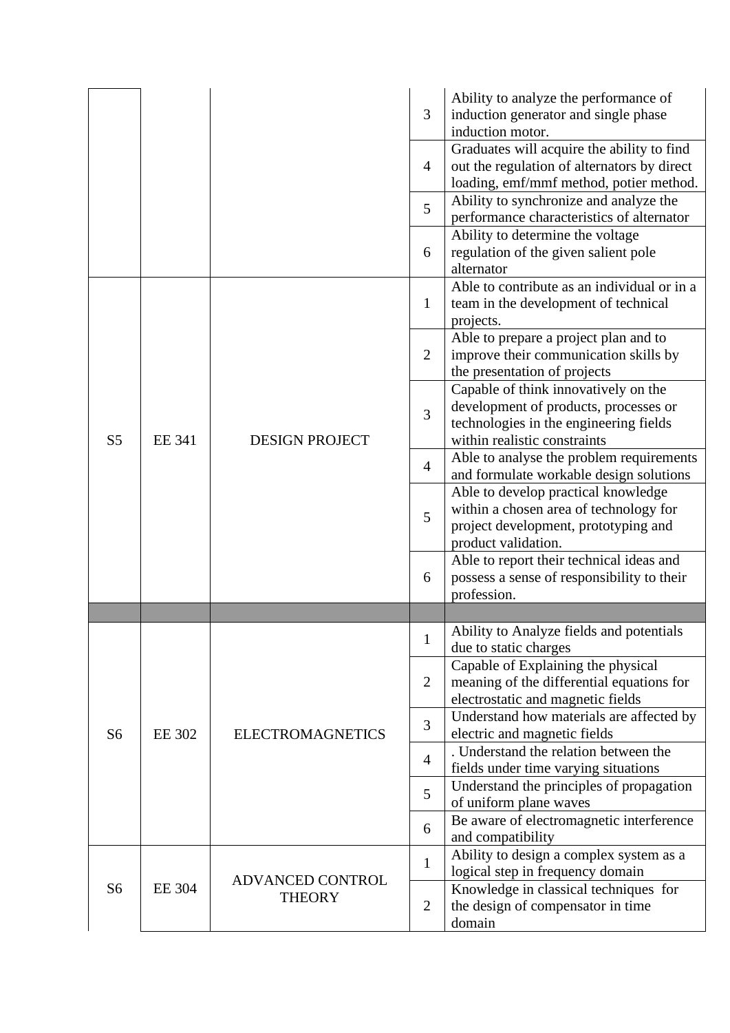| | | | | |
|---|---|---|---|---|
| | | | 3 | Ability to analyze the performance of induction generator and single phase induction motor. |
| | | | 4 | Graduates will acquire the ability to find out the regulation of alternators by direct loading, emf/mmf method, potier method. |
| | | | 5 | Ability to synchronize and analyze the performance characteristics of alternator |
| | | | 6 | Ability to determine the voltage regulation of the given salient pole alternator |
| S5 | EE 341 | DESIGN PROJECT | 1 | Able to contribute as an individual or in a team in the development of technical projects. |
| | | | 2 | Able to prepare a project plan and to improve their communication skills by the presentation of projects |
| | | | 3 | Capable of think innovatively on the development of products, processes or technologies in the engineering fields within realistic constraints |
| | | | 4 | Able to analyse the problem requirements and formulate workable design solutions |
| | | | 5 | Able to develop practical knowledge within a chosen area of technology for project development, prototyping and product validation. |
| | | | 6 | Able to report their technical ideas and possess a sense of responsibility to their profession. |
| | | | | |
| S6 | EE 302 | ELECTROMAGNETICS | 1 | Ability to Analyze fields and potentials due to static charges |
| | | | 2 | Capable of Explaining the physical meaning of the differential equations for electrostatic and magnetic fields |
| | | | 3 | Understand how materials are affected by electric and magnetic fields |
| | | | 4 | . Understand the relation between the fields under time varying situations |
| | | | 5 | Understand the principles of propagation of uniform plane waves |
| | | | 6 | Be aware of electromagnetic interference and compatibility |
| S6 | EE 304 | ADVANCED CONTROL THEORY | 1 | Ability to design a complex system as a logical step in frequency domain |
| | | | 2 | Knowledge in classical techniques for the design of compensator in time domain |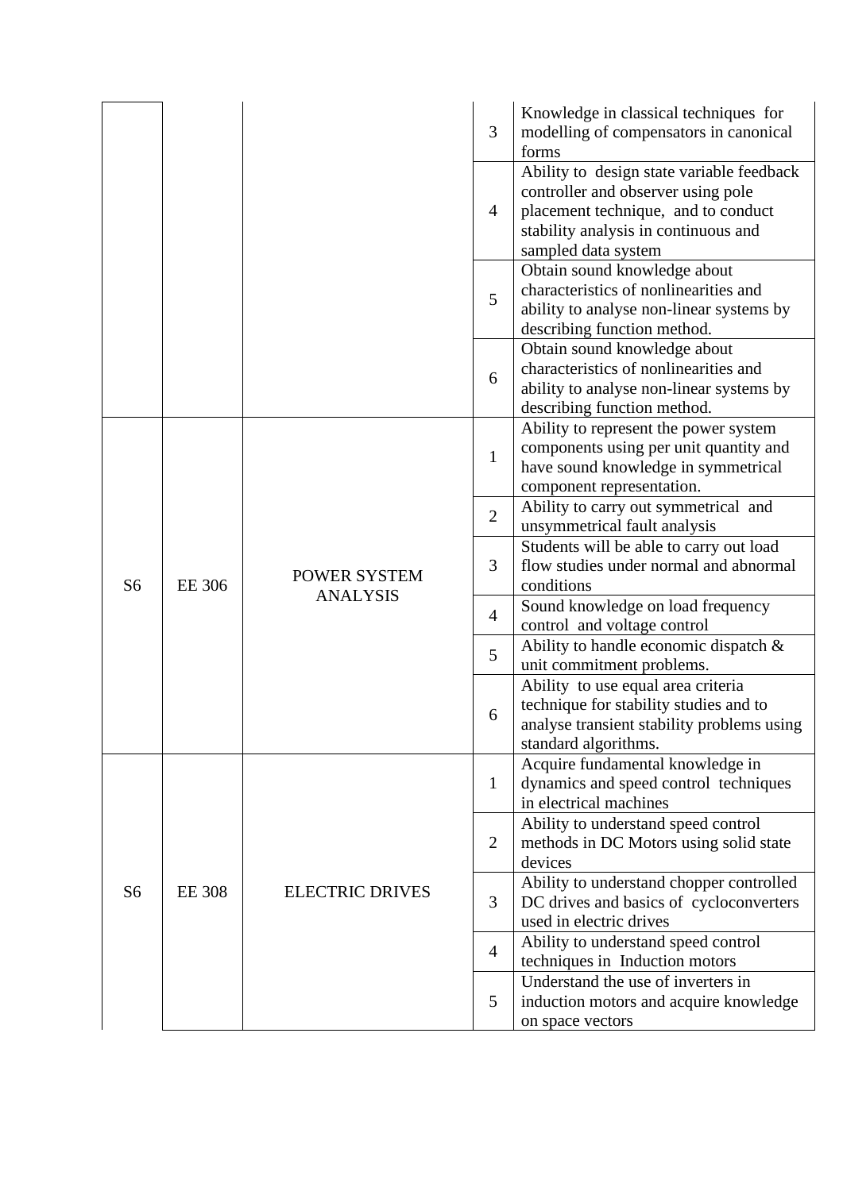| | | | | |
|---|---|---|---|---|
| | | | 3 | Knowledge in classical techniques for modelling of compensators in canonical forms |
| | | | 4 | Ability to design state variable feedback controller and observer using pole placement technique, and to conduct stability analysis in continuous and sampled data system |
| | | | 5 | Obtain sound knowledge about characteristics of nonlinearities and ability to analyse non-linear systems by describing function method. |
| | | | 6 | Obtain sound knowledge about characteristics of nonlinearities and ability to analyse non-linear systems by describing function method. |
| S6 | EE 306 | POWER SYSTEM ANALYSIS | 1 | Ability to represent the power system components using per unit quantity and have sound knowledge in symmetrical component representation. |
| | | | 2 | Ability to carry out symmetrical and unsymmetrical fault analysis |
| | | | 3 | Students will be able to carry out load flow studies under normal and abnormal conditions |
| | | | 4 | Sound knowledge on load frequency control and voltage control |
| | | | 5 | Ability to handle economic dispatch & unit commitment problems. |
| | | | 6 | Ability to use equal area criteria technique for stability studies and to analyse transient stability problems using standard algorithms. |
| S6 | EE 308 | ELECTRIC DRIVES | 1 | Acquire fundamental knowledge in dynamics and speed control techniques in electrical machines |
| | | | 2 | Ability to understand speed control methods in DC Motors using solid state devices |
| | | | 3 | Ability to understand chopper controlled DC drives and basics of cycloconverters used in electric drives |
| | | | 4 | Ability to understand speed control techniques in Induction motors |
| | | | 5 | Understand the use of inverters in induction motors and acquire knowledge on space vectors |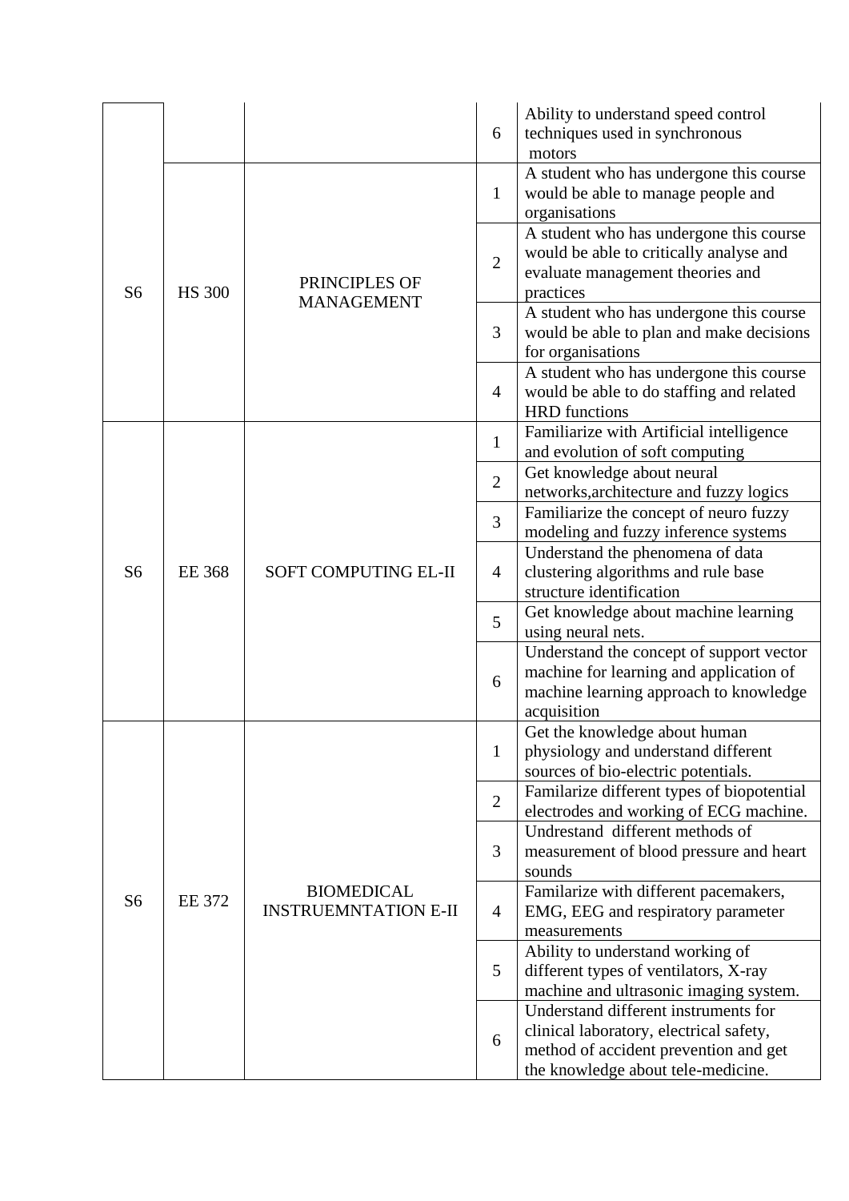| | | | 6 | Ability to understand speed control techniques used in synchronous motors |
|---|---|---|---|---|
| S6 | HS 300 | PRINCIPLES OF MANAGEMENT | 1 | A student who has undergone this course would be able to manage people and organisations |
| | | | 2 | A student who has undergone this course would be able to critically analyse and evaluate management theories and practices |
| | | | 3 | A student who has undergone this course would be able to plan and make decisions for organisations |
| | | | 4 | A student who has undergone this course would be able to do staffing and related HRD functions |
| S6 | EE 368 | SOFT COMPUTING EL-II | 1 | Familiarize with Artificial intelligence and evolution of soft computing |
| | | | 2 | Get knowledge about neural networks,architecture and fuzzy logics |
| | | | 3 | Familiarize the concept of neuro fuzzy modeling and fuzzy inference systems |
| | | | 4 | Understand the phenomena of data clustering algorithms and rule base structure identification |
| | | | 5 | Get knowledge about machine learning using neural nets. |
| | | | 6 | Understand the concept of support vector machine for learning and application of machine learning approach to knowledge acquisition |
| S6 | EE 372 | BIOMEDICAL INSTRUEMNTATION E-II | 1 | Get the knowledge about human physiology and understand different sources of bio-electric potentials. |
| | | | 2 | Familarize different types of biopotential electrodes and working of ECG machine. |
| | | | 3 | Undrestand different methods of measurement of blood pressure and heart sounds |
| | | | 4 | Familarize with different pacemakers, EMG, EEG and respiratory parameter measurements |
| | | | 5 | Ability to understand working of different types of ventilators, X-ray machine and ultrasonic imaging system. |
| | | | 6 | Understand different instruments for clinical laboratory, electrical safety, method of accident prevention and get the knowledge about tele-medicine. |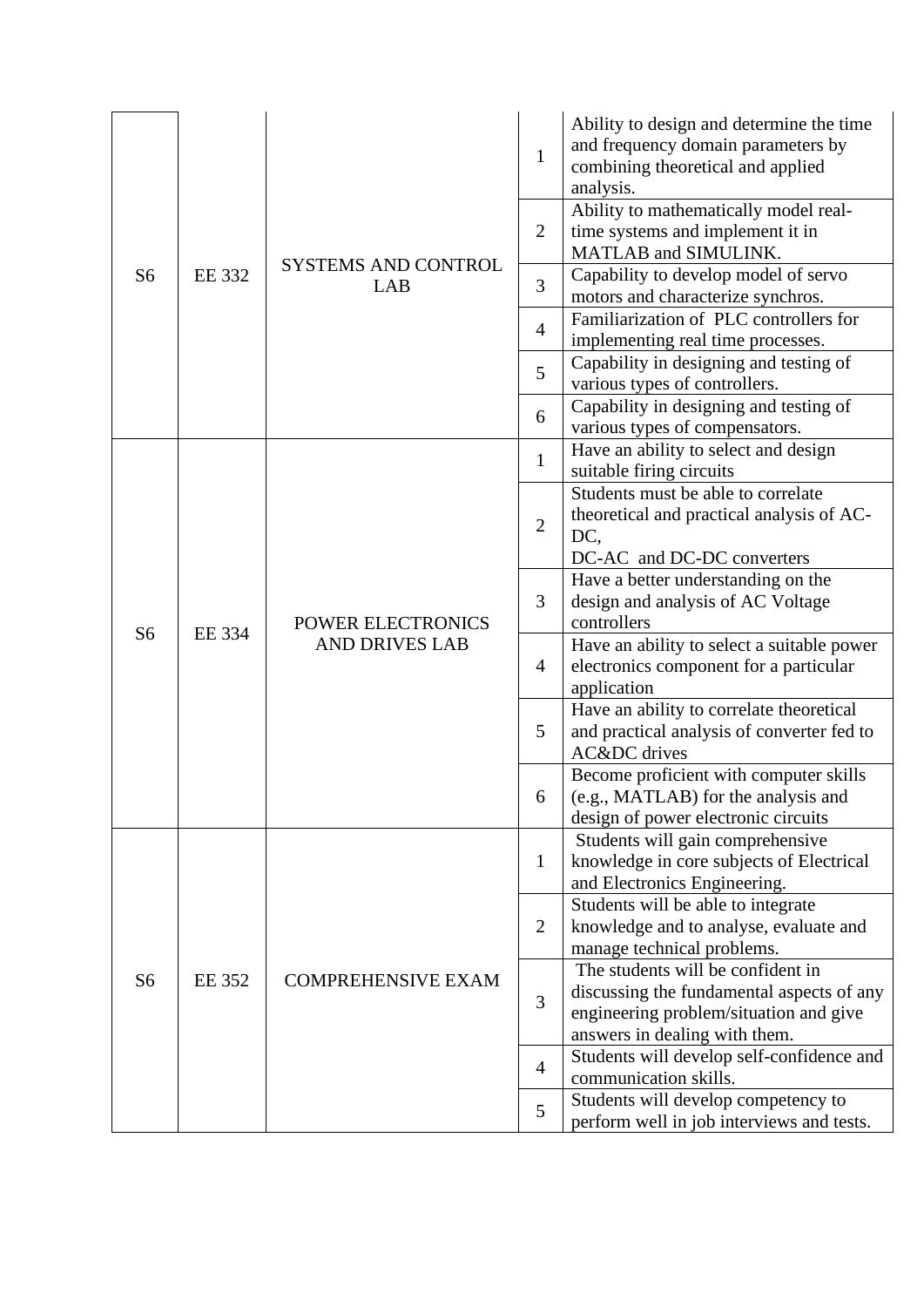| S6 | EE 332 | SYSTEMS AND CONTROL LAB | 1 | Ability to design and determine the time and frequency domain parameters by combining theoretical and applied analysis. |
|---|---|---|---|---|
| | | | 2 | Ability to mathematically model real-time systems and implement it in MATLAB and SIMULINK. |
| | | | 3 | Capability to develop model of servo motors and characterize synchros. |
| | | | 4 | Familiarization of PLC controllers for implementing real time processes. |
| | | | 5 | Capability in designing and testing of various types of controllers. |
| | | | 6 | Capability in designing and testing of various types of compensators. |
| S6 | EE 334 | POWER ELECTRONICS AND DRIVES LAB | 1 | Have an ability to select and design suitable firing circuits |
| | | | 2 | Students must be able to correlate theoretical and practical analysis of AC-DC, DC-AC and DC-DC converters |
| | | | 3 | Have a better understanding on the design and analysis of AC Voltage controllers |
| | | | 4 | Have an ability to select a suitable power electronics component for a particular application |
| | | | 5 | Have an ability to correlate theoretical and practical analysis of converter fed to AC&DC drives |
| | | | 6 | Become proficient with computer skills (e.g., MATLAB) for the analysis and design of power electronic circuits |
| S6 | EE 352 | COMPREHENSIVE EXAM | 1 | Students will gain comprehensive knowledge in core subjects of Electrical and Electronics Engineering. |
| | | | 2 | Students will be able to integrate knowledge and to analyse, evaluate and manage technical problems. |
| | | | 3 | The students will be confident in discussing the fundamental aspects of any engineering problem/situation and give answers in dealing with them. |
| | | | 4 | Students will develop self-confidence and communication skills. |
| | | | 5 | Students will develop competency to perform well in job interviews and tests. |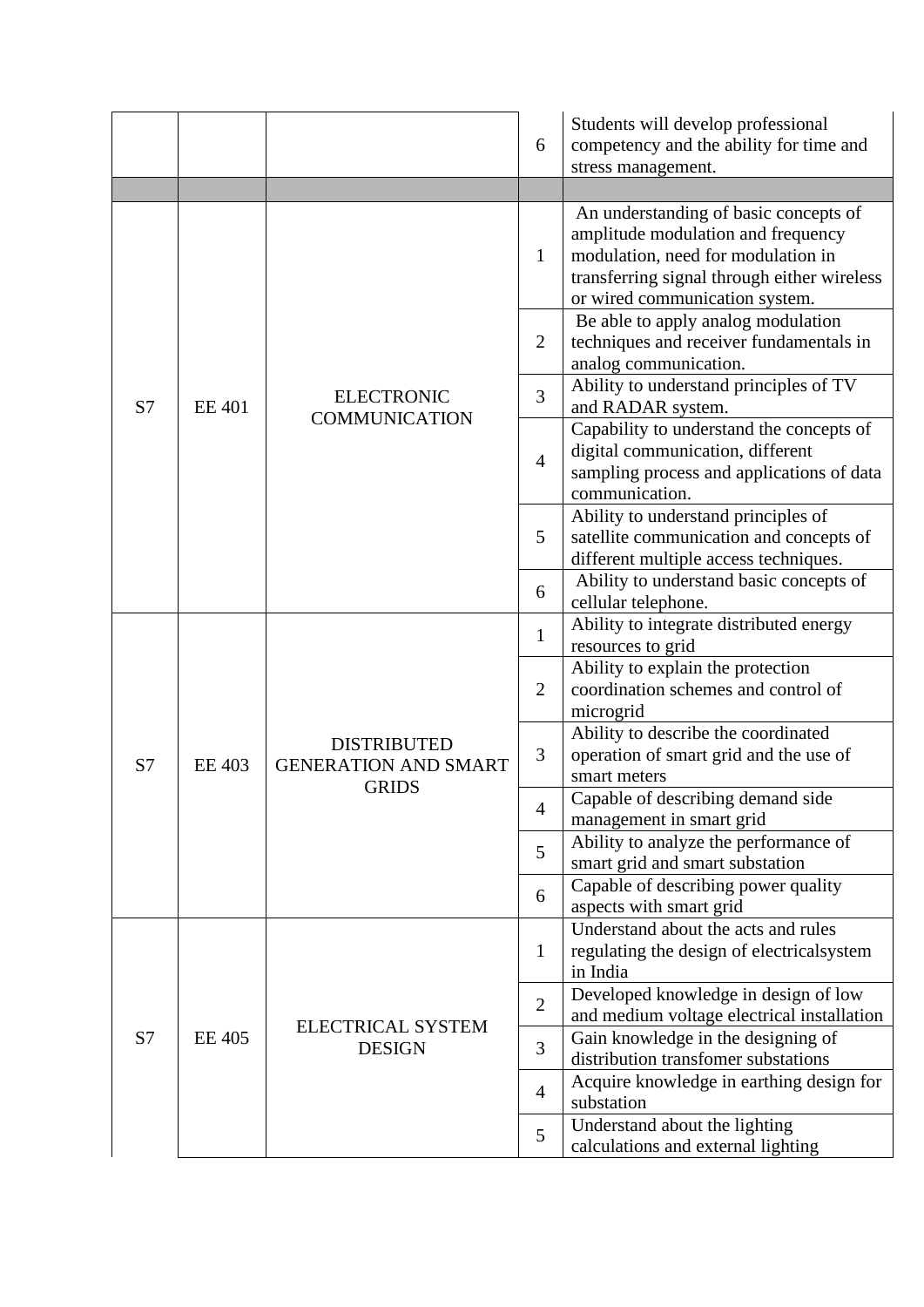| | | | | |
|---|---|---|---|---|
| | | | 6 | Students will develop professional competency and the ability for time and stress management. |
| | | | | |
| S7 | EE 401 | ELECTRONIC COMMUNICATION | 1 | An understanding of basic concepts of amplitude modulation and frequency modulation, need for modulation in transferring signal through either wireless or wired communication system. |
| | | | 2 | Be able to apply analog modulation techniques and receiver fundamentals in analog communication. |
| | | | 3 | Ability to understand principles of TV and RADAR system. |
| | | | 4 | Capability to understand the concepts of digital communication, different sampling process and applications of data communication. |
| | | | 5 | Ability to understand principles of satellite communication and concepts of different multiple access techniques. |
| | | | 6 | Ability to understand basic concepts of cellular telephone. |
| S7 | EE 403 | DISTRIBUTED GENERATION AND SMART GRIDS | 1 | Ability to integrate distributed energy resources to grid |
| | | | 2 | Ability to explain the protection coordination schemes and control of microgrid |
| | | | 3 | Ability to describe the coordinated operation of smart grid and the use of smart meters |
| | | | 4 | Capable of describing demand side management in smart grid |
| | | | 5 | Ability to analyze the performance of smart grid and smart substation |
| | | | 6 | Capable of describing power quality aspects with smart grid |
| S7 | EE 405 | ELECTRICAL SYSTEM DESIGN | 1 | Understand about the acts and rules regulating the design of electricalsystem in India |
| | | | 2 | Developed knowledge in design of low and medium voltage electrical installation |
| | | | 3 | Gain knowledge in the designing of distribution transfomer substations |
| | | | 4 | Acquire knowledge in earthing design for substation |
| | | | 5 | Understand about the lighting calculations and external lighting |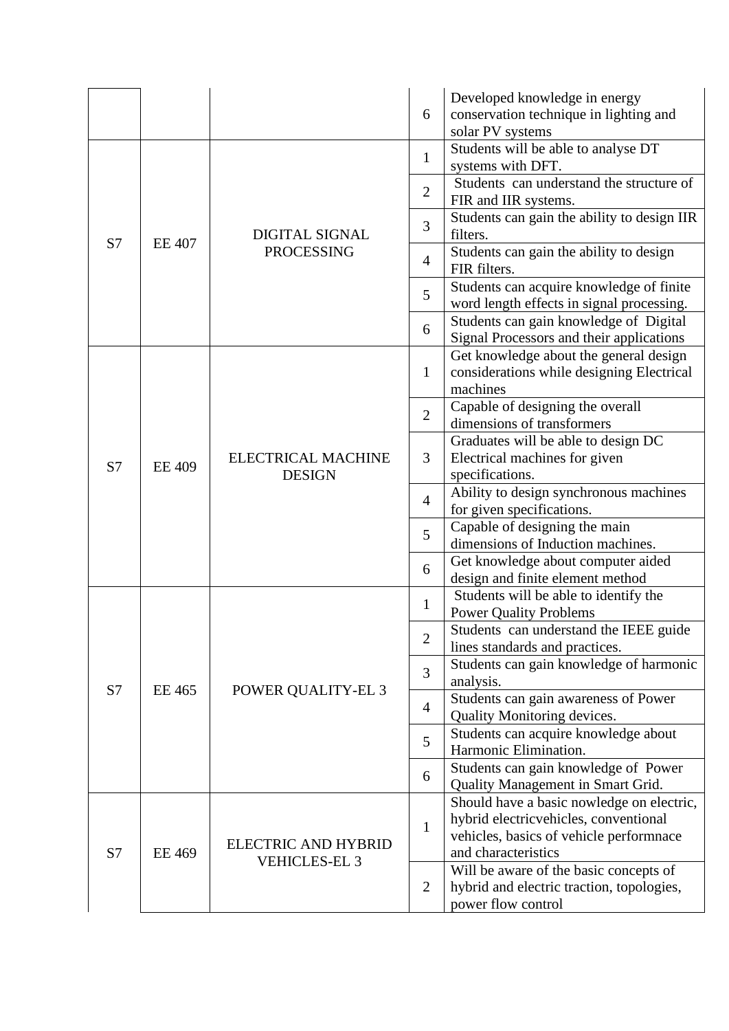| | | | | |
|---|---|---|---|---|
| | | | 6 | Developed knowledge in energy conservation technique in lighting and solar PV systems |
| S7 | EE 407 | DIGITAL SIGNAL PROCESSING | 1 | Students will be able to analyse DT systems with DFT. |
| | | | 2 | Students can understand the structure of FIR and IIR systems. |
| | | | 3 | Students can gain the ability to design IIR filters. |
| | | | 4 | Students can gain the ability to design FIR filters. |
| | | | 5 | Students can acquire knowledge of finite word length effects in signal processing. |
| | | | 6 | Students can gain knowledge of Digital Signal Processors and their applications |
| S7 | EE 409 | ELECTRICAL MACHINE DESIGN | 1 | Get knowledge about the general design considerations while designing Electrical machines |
| | | | 2 | Capable of designing the overall dimensions of transformers |
| | | | 3 | Graduates will be able to design DC Electrical machines for given specifications. |
| | | | 4 | Ability to design synchronous machines for given specifications. |
| | | | 5 | Capable of designing the main dimensions of Induction machines. |
| | | | 6 | Get knowledge about computer aided design and finite element method |
| S7 | EE 465 | POWER QUALITY-EL 3 | 1 | Students will be able to identify the Power Quality Problems |
| | | | 2 | Students can understand the IEEE guide lines standards and practices. |
| | | | 3 | Students can gain knowledge of harmonic analysis. |
| | | | 4 | Students can gain awareness of Power Quality Monitoring devices. |
| | | | 5 | Students can acquire knowledge about Harmonic Elimination. |
| | | | 6 | Students can gain knowledge of Power Quality Management in Smart Grid. |
| S7 | EE 469 | ELECTRIC AND HYBRID VEHICLES-EL 3 | 1 | Should have a basic nowledge on electric, hybrid electricvehicles, conventional vehicles, basics of vehicle performnace and characteristics |
| | | | 2 | Will be aware of the basic concepts of hybrid and electric traction, topologies, power flow control |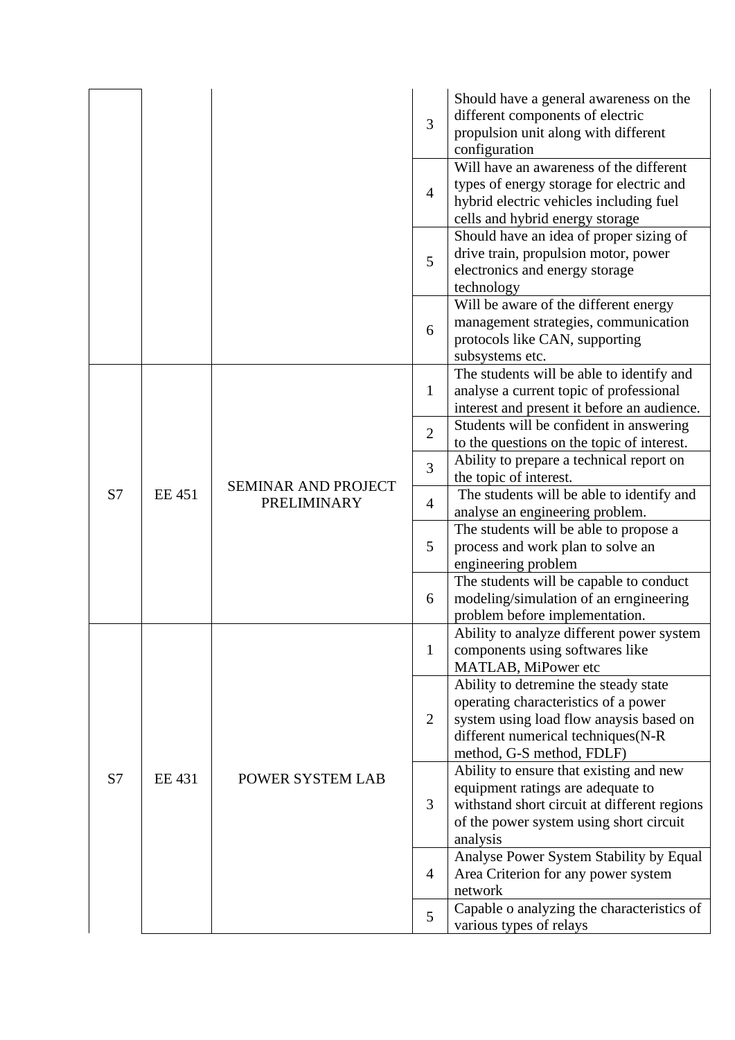| | | | | |
|---|---|---|---|---|
| | | | 3 | Should have a general awareness on the different components of electric propulsion unit along with different configuration |
| | | | 4 | Will have an awareness of the different types of energy storage for electric and hybrid electric vehicles including fuel cells and hybrid energy storage |
| | | | 5 | Should have an idea of proper sizing of drive train, propulsion motor, power electronics and energy storage technology |
| | | | 6 | Will be aware of the different energy management strategies, communication protocols like CAN, supporting subsystems etc. |
| S7 | EE 451 | SEMINAR AND PROJECT PRELIMINARY | 1 | The students will be able to identify and analyse a current topic of professional interest and present it before an audience. |
| | | | 2 | Students will be confident in answering to the questions on the topic of interest. |
| | | | 3 | Ability to prepare a technical report on the topic of interest. |
| | | | 4 | The students will be able to identify and analyse an engineering problem. |
| | | | 5 | The students will be able to propose a process and work plan to solve an engineering problem |
| | | | 6 | The students will be capable to conduct modeling/simulation of an erngineering problem before implementation. |
| S7 | EE 431 | POWER SYSTEM LAB | 1 | Ability to analyze different power system components using softwares like MATLAB, MiPower etc |
| | | | 2 | Ability to detremine the steady state operating characteristics of a power system using load flow anaysis based on different numerical techniques(N-R method, G-S method, FDLF) |
| | | | 3 | Ability to ensure that existing and new equipment ratings are adequate to withstand short circuit at different regions of the power system using short circuit analysis |
| | | | 4 | Analyse Power System Stability by Equal Area Criterion for any power system network |
| | | | 5 | Capable o analyzing the characteristics of various types of relays |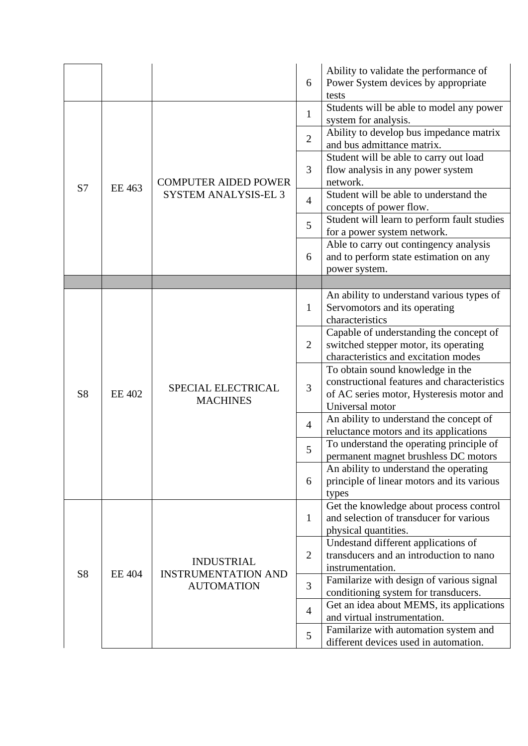| | | | | |
|---|---|---|---|---|
| | | | 6 | Ability to validate the performance of Power System devices by appropriate tests |
| S7 | EE 463 | COMPUTER AIDED POWER SYSTEM ANALYSIS-EL 3 | 1 | Students will be able to model any power system for analysis. |
| | | | 2 | Ability to develop bus impedance matrix and bus admittance matrix. |
| | | | 3 | Student will be able to carry out load flow analysis in any power system network. |
| | | | 4 | Student will be able to understand the concepts of power flow. |
| | | | 5 | Student will learn to perform fault studies for a power system network. |
| | | | 6 | Able to carry out contingency analysis and to perform state estimation on any power system. |
| | | | | |
| S8 | EE 402 | SPECIAL ELECTRICAL MACHINES | 1 | An ability to understand various types of Servomotors and its operating characteristics |
| | | | 2 | Capable of understanding the concept of switched stepper motor, its operating characteristics and excitation modes |
| | | | 3 | To obtain sound knowledge in the constructional features and characteristics of AC series motor, Hysteresis motor and Universal motor |
| | | | 4 | An ability to understand the concept of reluctance motors and its applications |
| | | | 5 | To understand the operating principle of permanent magnet brushless DC motors |
| | | | 6 | An ability to understand the operating principle of linear motors and its various types |
| S8 | EE 404 | INDUSTRIAL INSTRUMENTATION AND AUTOMATION | 1 | Get the knowledge about process control and selection of transducer for various physical quantities. |
| | | | 2 | Undestand different applications of transducers and an introduction to nano instrumentation. |
| | | | 3 | Familarize with design of various signal conditioning system for transducers. |
| | | | 4 | Get an idea about MEMS, its applications and virtual instrumentation. |
| | | | 5 | Familarize with automation system and different devices used in automation. |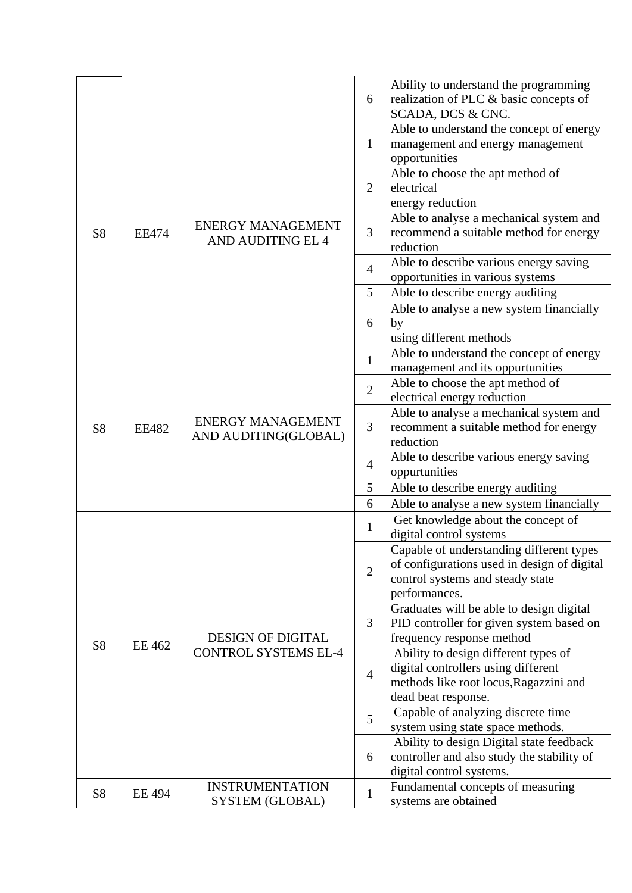| | | | | |
|---|---|---|---|---|
| | | | 6 | Ability to understand the programming realization of PLC & basic concepts of SCADA, DCS & CNC. |
| S8 | EE474 | ENERGY MANAGEMENT AND AUDITING EL 4 | 1 | Able to understand the concept of energy management and energy management opportunities |
| | | | 2 | Able to choose the apt method of electrical energy reduction |
| | | | 3 | Able to analyse a mechanical system and recommend a suitable method for energy reduction |
| | | | 4 | Able to describe various energy saving opportunities in various systems |
| | | | 5 | Able to describe energy auditing |
| | | | 6 | Able to analyse a new system financially by using different methods |
| S8 | EE482 | ENERGY MANAGEMENT AND AUDITING(GLOBAL) | 1 | Able to understand the concept of energy management and its oppurtunities |
| | | | 2 | Able to choose the apt method of electrical energy reduction |
| | | | 3 | Able to analyse a mechanical system and recomment a suitable method for energy reduction |
| | | | 4 | Able to describe various energy saving oppurtunities |
| | | | 5 | Able to describe energy auditing |
| | | | 6 | Able to analyse a new system financially |
| S8 | EE 462 | DESIGN OF DIGITAL CONTROL SYSTEMS EL-4 | 1 | Get knowledge about the concept of digital control systems |
| | | | 2 | Capable of understanding different types of configurations used in design of digital control systems and steady state performances. |
| | | | 3 | Graduates will be able to design digital PID controller for given system based on frequency response method |
| | | | 4 | Ability to design different types of digital controllers using different methods like root locus,Ragazzini and dead beat response. |
| | | | 5 | Capable of analyzing discrete time system using state space methods. |
| | | | 6 | Ability to design Digital state feedback controller and also study the stability of digital control systems. |
| S8 | EE 494 | INSTRUMENTATION SYSTEM (GLOBAL) | 1 | Fundamental concepts of measuring systems are obtained |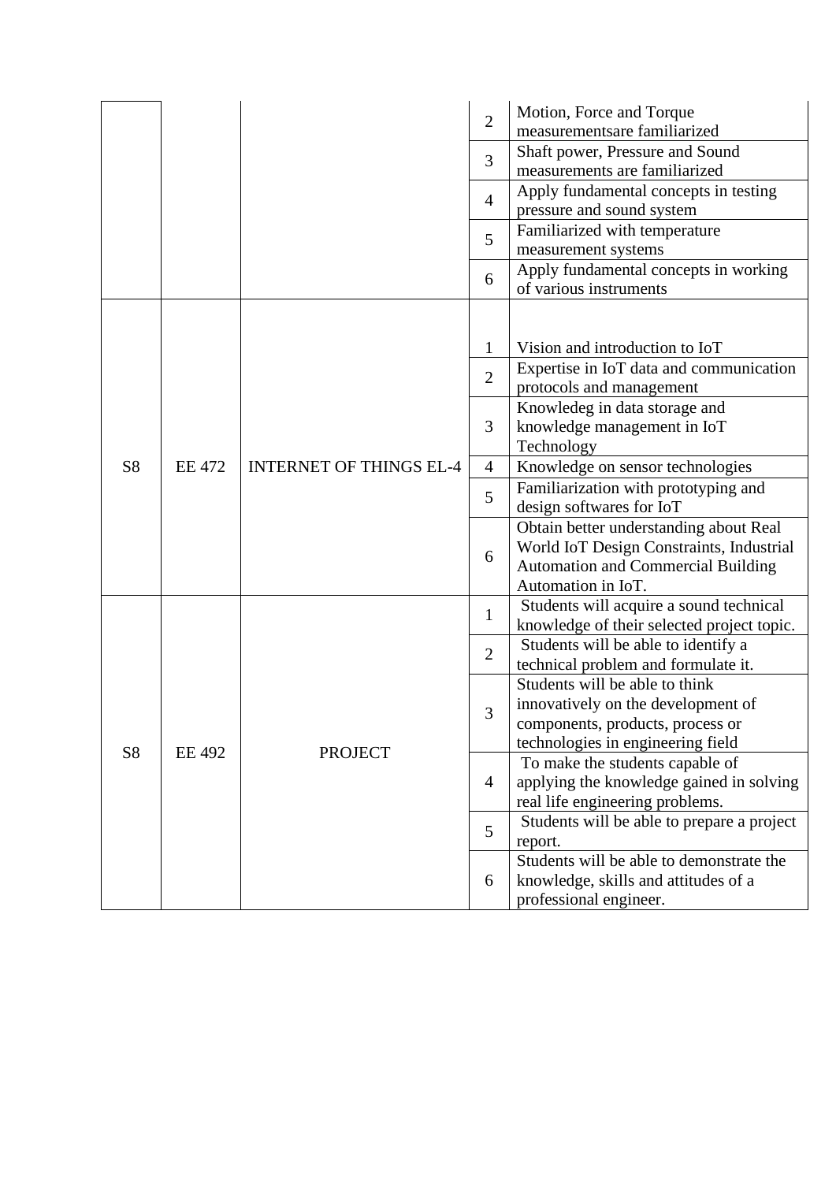| | | | | |
|---|---|---|---|---|
| | | | 2 | Motion, Force and Torque measurementsare familiarized |
| | | | 3 | Shaft power, Pressure and Sound measurements are familiarized |
| | | | 4 | Apply fundamental concepts in testing pressure and sound system |
| | | | 5 | Familiarized with temperature measurement systems |
| | | | 6 | Apply fundamental concepts in working of various instruments |
| S8 | EE 472 | INTERNET OF THINGS EL-4 | 1 | Vision and introduction to IoT |
| | | | 2 | Expertise in IoT data and communication protocols and management |
| | | | 3 | Knowledeg in data storage and knowledge management in IoT Technology |
| | | | 4 | Knowledge on sensor technologies |
| | | | 5 | Familiarization with prototyping and design softwares for IoT |
| | | | 6 | Obtain better understanding about Real World IoT Design Constraints, Industrial Automation and Commercial Building Automation in IoT. |
| S8 | EE 492 | PROJECT | 1 | Students will acquire a sound technical knowledge of their selected project topic. |
| | | | 2 | Students will be able to identify a technical problem and formulate it. |
| | | | 3 | Students will be able to think innovatively on the development of components, products, process or technologies in engineering field |
| | | | 4 | To make the students capable of applying the knowledge gained in solving real life engineering problems. |
| | | | 5 | Students will be able to prepare a project report. |
| | | | 6 | Students will be able to demonstrate the knowledge, skills and attitudes of a professional engineer. |